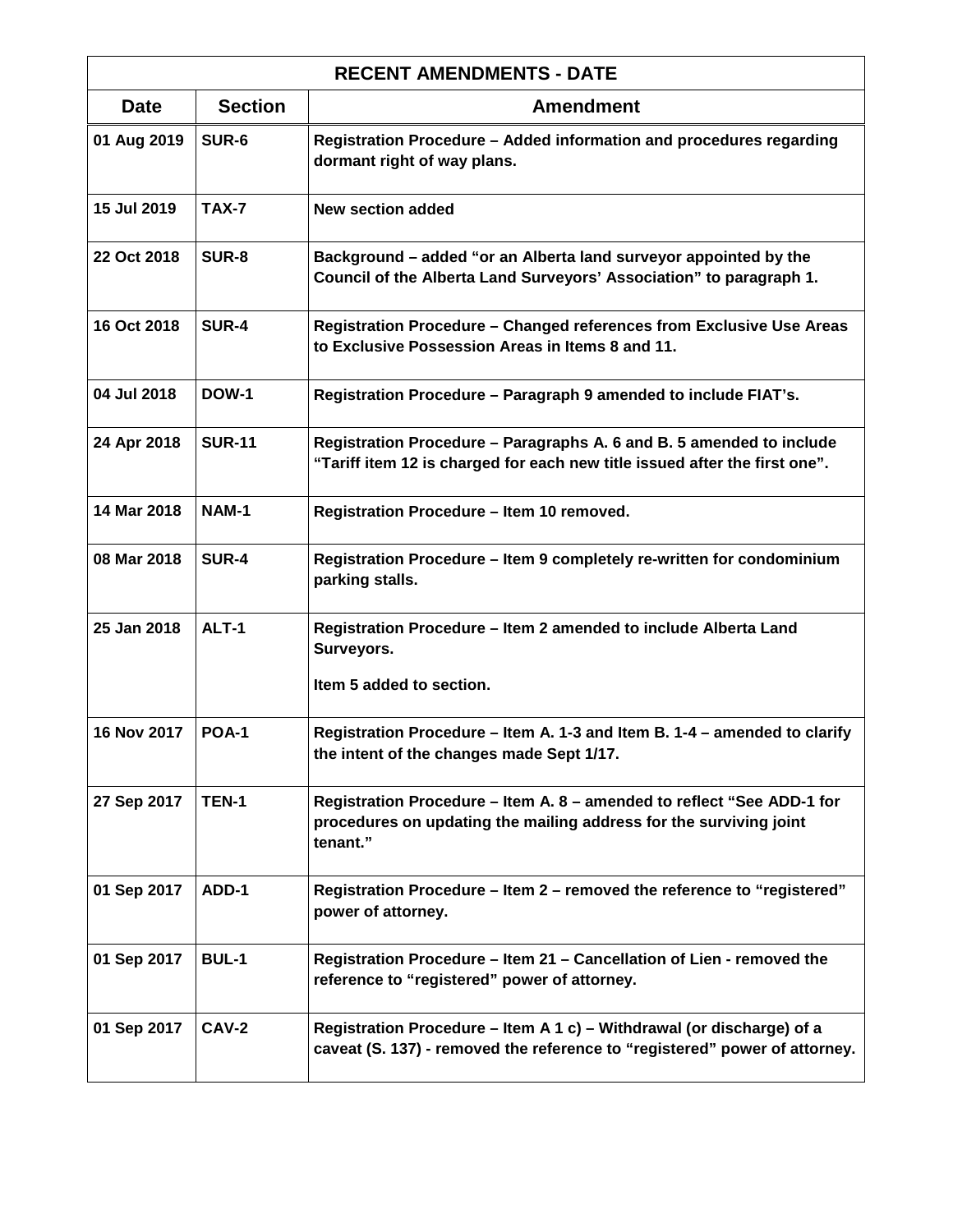| RECENT AMENDMENTS - DATE | | |
|---|---|---|
| **Date** | **Section** | **Amendment** |
| 01 Aug 2019 | SUR-6 | Registration Procedure – Added information and procedures regarding dormant right of way plans. |
| 15 Jul 2019 | TAX-7 | New section added |
| 22 Oct 2018 | SUR-8 | Background – added "or an Alberta land surveyor appointed by the Council of the Alberta Land Surveyors' Association" to paragraph 1. |
| 16 Oct 2018 | SUR-4 | Registration Procedure – Changed references from Exclusive Use Areas to Exclusive Possession Areas in Items 8 and 11. |
| 04 Jul 2018 | DOW-1 | Registration Procedure – Paragraph 9 amended to include FIAT's. |
| 24 Apr 2018 | SUR-11 | Registration Procedure – Paragraphs A. 6 and B. 5 amended to include "Tariff item 12 is charged for each new title issued after the first one". |
| 14 Mar 2018 | NAM-1 | Registration Procedure – Item 10 removed. |
| 08 Mar 2018 | SUR-4 | Registration Procedure – Item 9 completely re-written for condominium parking stalls. |
| 25 Jan 2018 | ALT-1 | Registration Procedure – Item 2 amended to include Alberta Land Surveyors.<br><br>Item 5 added to section. |
| 16 Nov 2017 | POA-1 | Registration Procedure – Item A. 1-3 and Item B. 1-4 – amended to clarify the intent of the changes made Sept 1/17. |
| 27 Sep 2017 | TEN-1 | Registration Procedure – Item A. 8 – amended to reflect "See ADD-1 for procedures on updating the mailing address for the surviving joint tenant." |
| 01 Sep 2017 | ADD-1 | Registration Procedure – Item 2 – removed the reference to "registered" power of attorney. |
| 01 Sep 2017 | BUL-1 | Registration Procedure – Item 21 – Cancellation of Lien - removed the reference to "registered" power of attorney. |
| 01 Sep 2017 | CAV-2 | Registration Procedure – Item A 1 c) – Withdrawal (or discharge) of a caveat (S. 137) - removed the reference to "registered" power of attorney. |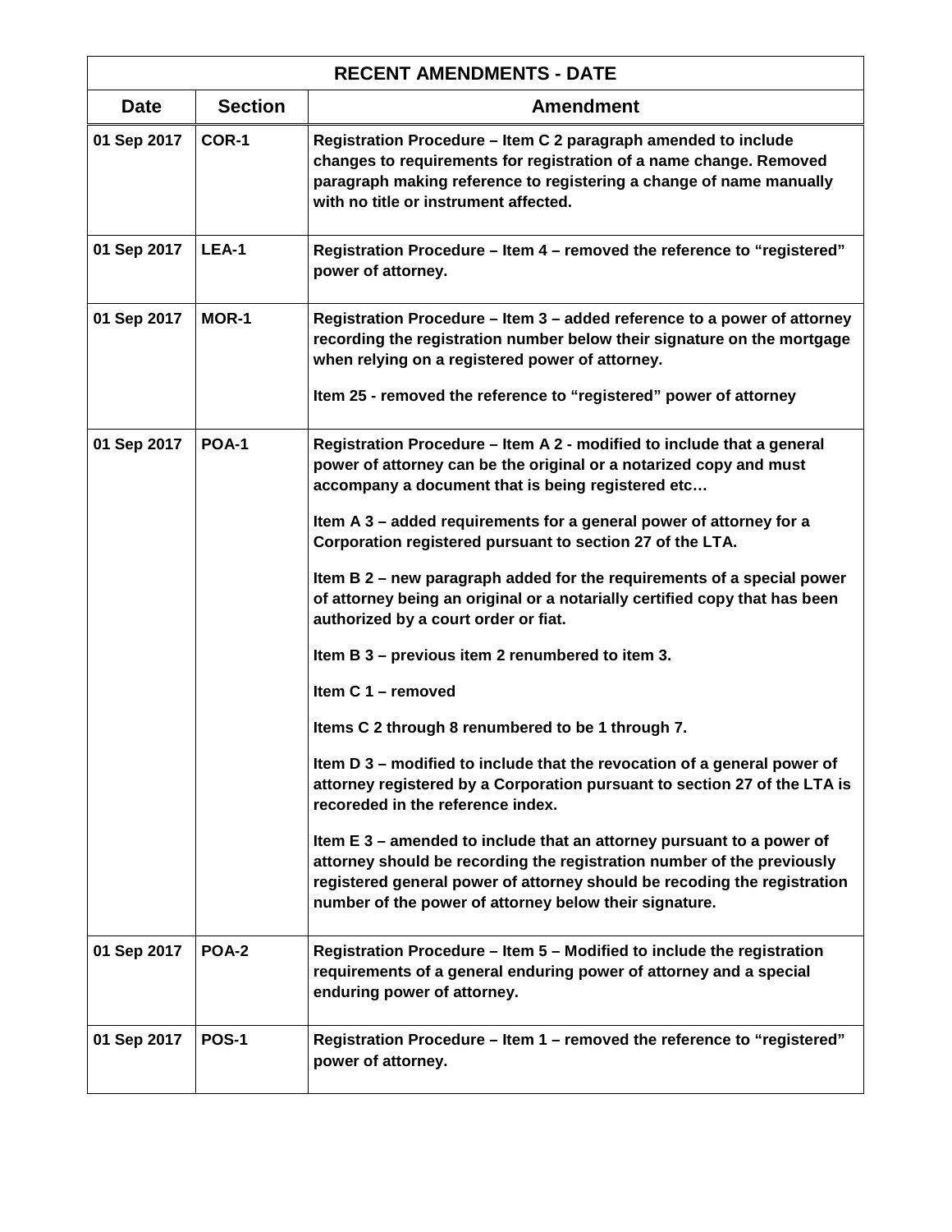| RECENT AMENDMENTS - DATE | | |
|---|---|---|
| **Date** | **Section** | **Amendment** |
| 01 Sep 2017 | COR-1 | Registration Procedure – Item C 2 paragraph amended to include changes to requirements for registration of a name change. Removed paragraph making reference to registering a change of name manually with no title or instrument affected. |
| 01 Sep 2017 | LEA-1 | Registration Procedure – Item 4 – removed the reference to "registered" power of attorney. |
| 01 Sep 2017 | MOR-1 | Registration Procedure – Item 3 – added reference to a power of attorney recording the registration number below their signature on the mortgage when relying on a registered power of attorney.<br><br>Item 25 - removed the reference to "registered" power of attorney |
| 01 Sep 2017 | POA-1 | Registration Procedure – Item A 2 - modified to include that a general power of attorney can be the original or a notarized copy and must accompany a document that is being registered etc…<br><br>Item A 3 – added requirements for a general power of attorney for a Corporation registered pursuant to section 27 of the LTA.<br><br>Item B 2 – new paragraph added for the requirements of a special power of attorney being an original or a notarially certified copy that has been authorized by a court order or fiat.<br><br>Item B 3 – previous item 2 renumbered to item 3.<br><br>Item C 1 – removed<br><br>Items C 2 through 8 renumbered to be 1 through 7.<br><br>Item D 3 – modified to include that the revocation of a general power of attorney registered by a Corporation pursuant to section 27 of the LTA is recoreded in the reference index.<br><br>Item E 3 – amended to include that an attorney pursuant to a power of attorney should be recording the registration number of the previously registered general power of attorney should be recoding the registration number of the power of attorney below their signature. |
| 01 Sep 2017 | POA-2 | Registration Procedure – Item 5 – Modified to include the registration requirements of a general enduring power of attorney and a special enduring power of attorney. |
| 01 Sep 2017 | POS-1 | Registration Procedure – Item 1 – removed the reference to "registered" power of attorney. |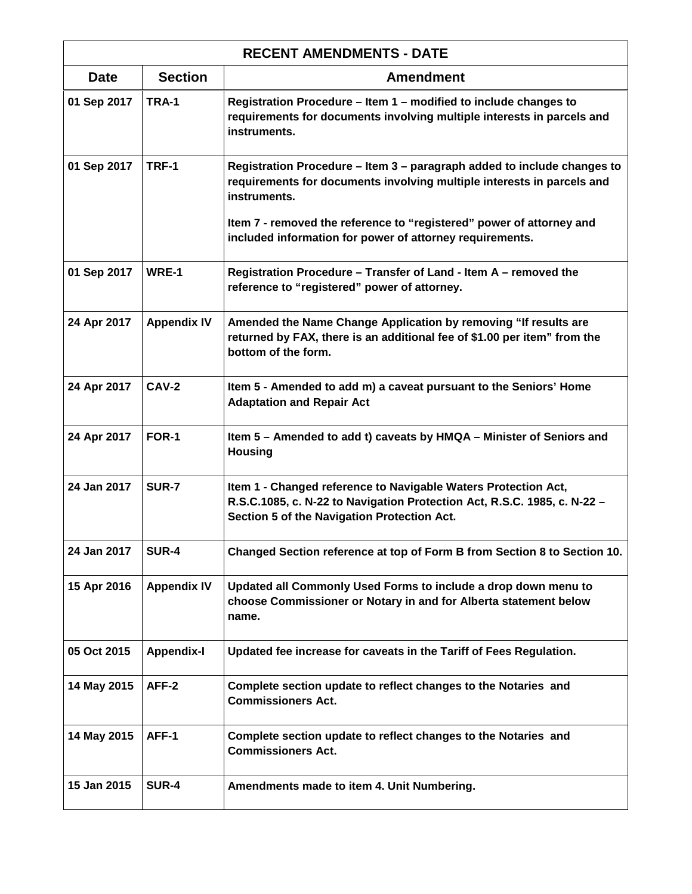| RECENT AMENDMENTS - DATE | | |
|---|---|---|
| **Date** | **Section** | **Amendment** |
| 01 Sep 2017 | TRA-1 | Registration Procedure – Item 1 – modified to include changes to requirements for documents involving multiple interests in parcels and instruments. |
| 01 Sep 2017 | TRF-1 | Registration Procedure – Item 3 – paragraph added to include changes to requirements for documents involving multiple interests in parcels and instruments.<br><br>Item 7 - removed the reference to "registered" power of attorney and included information for power of attorney requirements. |
| 01 Sep 2017 | WRE-1 | Registration Procedure – Transfer of Land - Item A – removed the reference to "registered" power of attorney. |
| 24 Apr 2017 | Appendix IV | Amended the Name Change Application by removing "If results are returned by FAX, there is an additional fee of $1.00 per item" from the bottom of the form. |
| 24 Apr 2017 | CAV-2 | Item 5 - Amended to add m) a caveat pursuant to the Seniors' Home Adaptation and Repair Act |
| 24 Apr 2017 | FOR-1 | Item 5 – Amended to add t) caveats by HMQA – Minister of Seniors and Housing |
| 24 Jan 2017 | SUR-7 | Item 1 - Changed reference to Navigable Waters Protection Act, R.S.C.1085, c. N-22 to Navigation Protection Act, R.S.C. 1985, c. N-22 – Section 5 of the Navigation Protection Act. |
| 24 Jan 2017 | SUR-4 | Changed Section reference at top of Form B from Section 8 to Section 10. |
| 15 Apr 2016 | Appendix IV | Updated all Commonly Used Forms to include a drop down menu to choose Commissioner or Notary in and for Alberta statement below name. |
| 05 Oct 2015 | Appendix-I | Updated fee increase for caveats in the Tariff of Fees Regulation. |
| 14 May 2015 | AFF-2 | Complete section update to reflect changes to the Notaries and Commissioners Act. |
| 14 May 2015 | AFF-1 | Complete section update to reflect changes to the Notaries and Commissioners Act. |
| 15 Jan 2015 | SUR-4 | Amendments made to item 4. Unit Numbering. |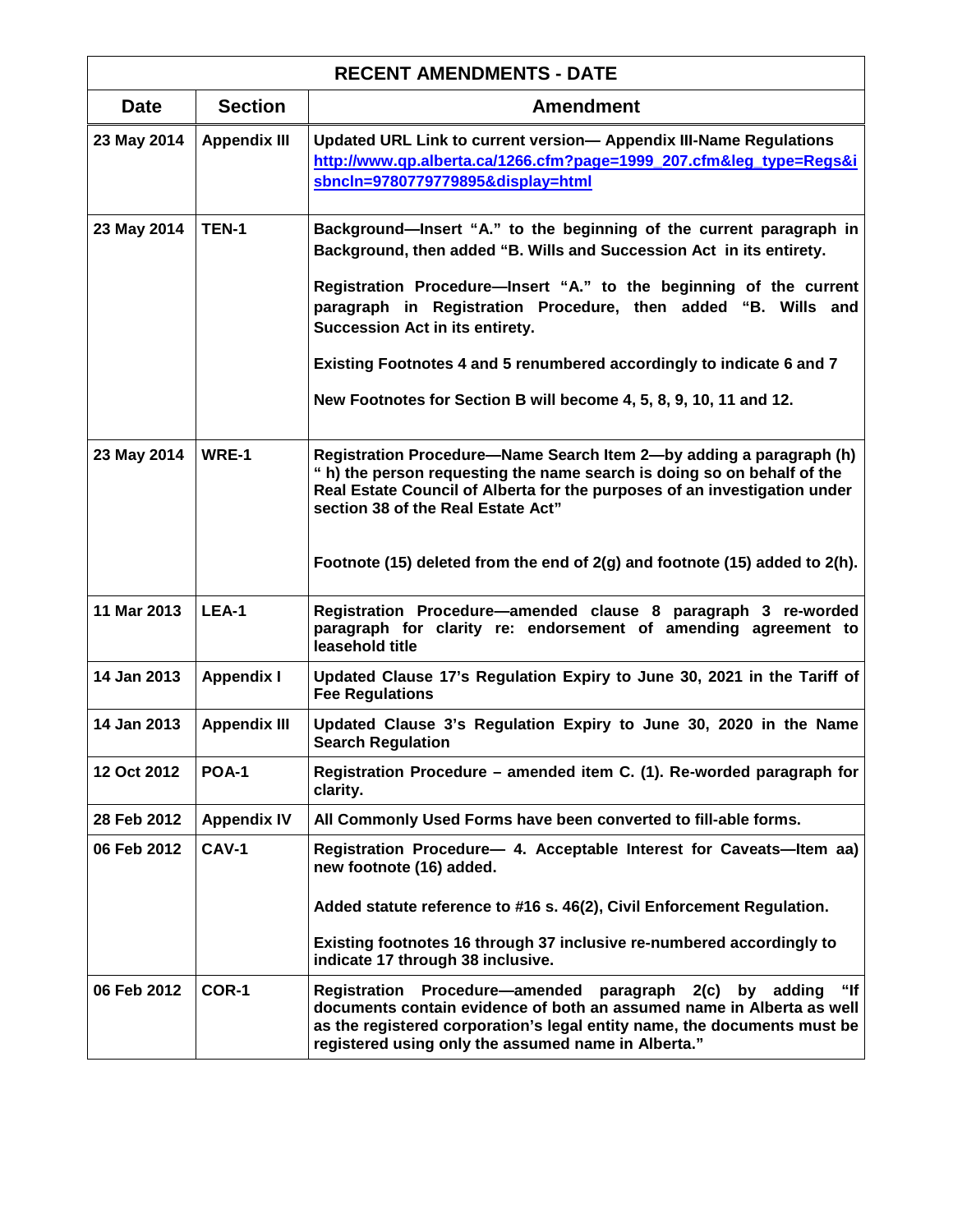| RECENT AMENDMENTS - DATE | | |
|---|---|---|
| **Date** | **Section** | **Amendment** |
| 23 May 2014 | Appendix III | Updated URL Link to current version— Appendix III-Name Regulations http://www.qp.alberta.ca/1266.cfm?page=1999_207.cfm&leg_type=Regs&isbncln=9780779779895&display=html |
| 23 May 2014 | TEN-1 | Background—Insert "A." to the beginning of the current paragraph in Background, then added "B. Wills and Succession Act in its entirety. <br><br> Registration Procedure—Insert "A." to the beginning of the current paragraph in Registration Procedure, then added "B. Wills and Succession Act in its entirety. <br><br> Existing Footnotes 4 and 5 renumbered accordingly to indicate 6 and 7 <br><br> New Footnotes for Section B will become 4, 5, 8, 9, 10, 11 and 12. |
| 23 May 2014 | WRE-1 | Registration Procedure—Name Search Item 2—by adding a paragraph (h) " h) the person requesting the name search is doing so on behalf of the Real Estate Council of Alberta for the purposes of an investigation under section 38 of the Real Estate Act" <br><br> Footnote (15) deleted from the end of 2(g) and footnote (15) added to 2(h). |
| 11 Mar 2013 | LEA-1 | Registration Procedure—amended clause 8 paragraph 3 re-worded paragraph for clarity re: endorsement of amending agreement to leasehold title |
| 14 Jan 2013 | Appendix I | Updated Clause 17's Regulation Expiry to June 30, 2021 in the Tariff of Fee Regulations |
| 14 Jan 2013 | Appendix III | Updated Clause 3's Regulation Expiry to June 30, 2020 in the Name Search Regulation |
| 12 Oct 2012 | POA-1 | Registration Procedure – amended item C. (1). Re-worded paragraph for clarity. |
| 28 Feb 2012 | Appendix IV | All Commonly Used Forms have been converted to fill-able forms. |
| 06 Feb 2012 | CAV-1 | Registration Procedure— 4. Acceptable Interest for Caveats—Item aa) new footnote (16) added. <br><br> Added statute reference to #16 s. 46(2), Civil Enforcement Regulation. <br><br> Existing footnotes 16 through 37 inclusive re-numbered accordingly to indicate 17 through 38 inclusive. |
| 06 Feb 2012 | COR-1 | Registration Procedure—amended paragraph 2(c) by adding "If documents contain evidence of both an assumed name in Alberta as well as the registered corporation's legal entity name, the documents must be registered using only the assumed name in Alberta." |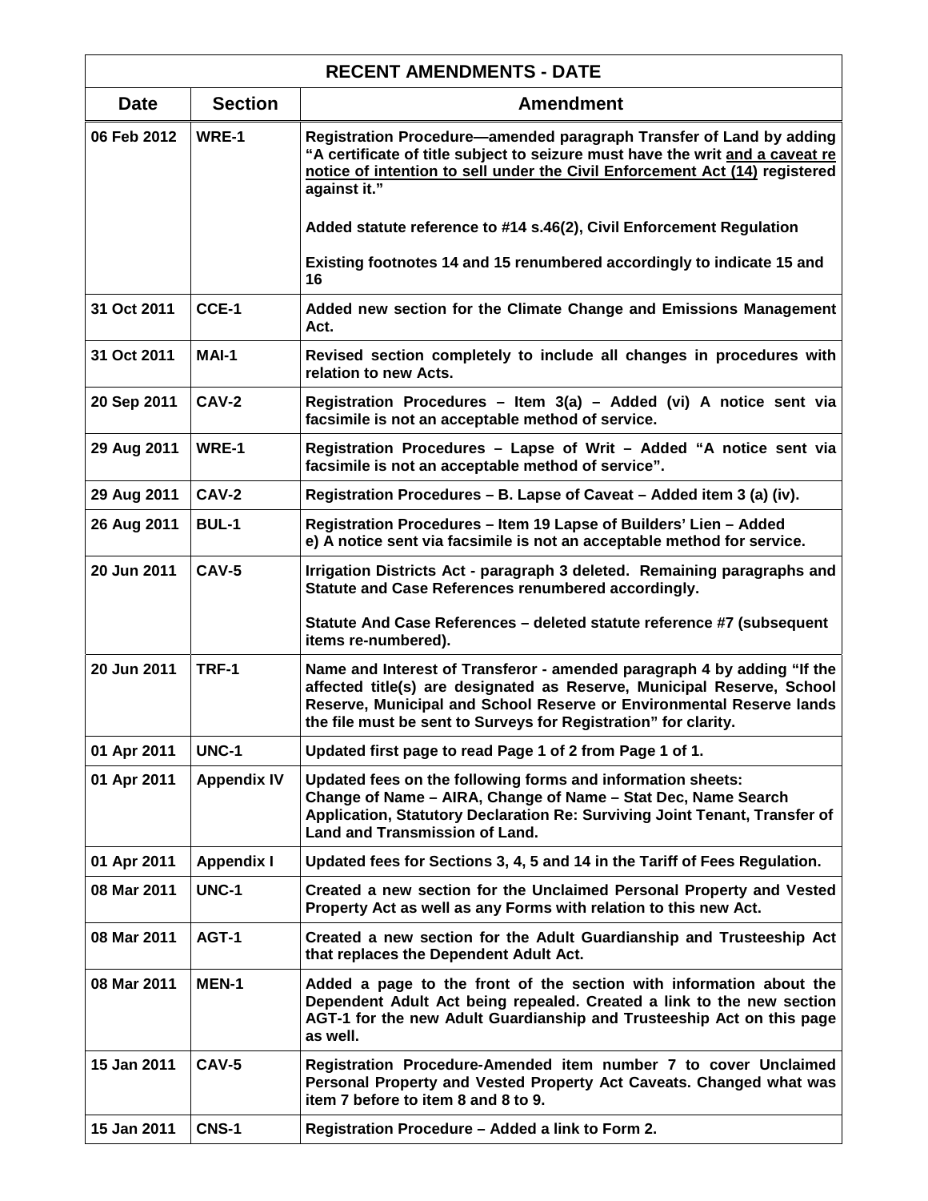| RECENT AMENDMENTS - DATE | | |
|---|---|---|
| **Date** | **Section** | **Amendment** |
| 06 Feb 2012 | WRE-1 | Registration Procedure—amended paragraph Transfer of Land by adding "A certificate of title subject to seizure must have the writ <u>and a caveat re notice of intention to sell under the Civil Enforcement Act (14)</u> registered against it."<br><br>Added statute reference to #14 s.46(2), Civil Enforcement Regulation<br><br>Existing footnotes 14 and 15 renumbered accordingly to indicate 15 and 16 |
| 31 Oct 2011 | CCE-1 | Added new section for the Climate Change and Emissions Management Act. |
| 31 Oct 2011 | MAI-1 | Revised section completely to include all changes in procedures with relation to new Acts. |
| 20 Sep 2011 | CAV-2 | Registration Procedures – Item 3(a) – Added (vi) A notice sent via facsimile is not an acceptable method of service. |
| 29 Aug 2011 | WRE-1 | Registration Procedures – Lapse of Writ – Added "A notice sent via facsimile is not an acceptable method of service". |
| 29 Aug 2011 | CAV-2 | Registration Procedures – B. Lapse of Caveat – Added item 3 (a) (iv). |
| 26 Aug 2011 | BUL-1 | Registration Procedures – Item 19 Lapse of Builders' Lien – Added e) A notice sent via facsimile is not an acceptable method for service. |
| 20 Jun 2011 | CAV-5 | Irrigation Districts Act - paragraph 3 deleted. Remaining paragraphs and Statute and Case References renumbered accordingly.<br><br>Statute And Case References – deleted statute reference #7 (subsequent items re-numbered). |
| 20 Jun 2011 | TRF-1 | Name and Interest of Transferor - amended paragraph 4 by adding "If the affected title(s) are designated as Reserve, Municipal Reserve, School Reserve, Municipal and School Reserve or Environmental Reserve lands the file must be sent to Surveys for Registration" for clarity. |
| 01 Apr 2011 | UNC-1 | Updated first page to read Page 1 of 2 from Page 1 of 1. |
| 01 Apr 2011 | Appendix IV | Updated fees on the following forms and information sheets: Change of Name – AIRA, Change of Name – Stat Dec, Name Search Application, Statutory Declaration Re: Surviving Joint Tenant, Transfer of Land and Transmission of Land. |
| 01 Apr 2011 | Appendix I | Updated fees for Sections 3, 4, 5 and 14 in the Tariff of Fees Regulation. |
| 08 Mar 2011 | UNC-1 | Created a new section for the Unclaimed Personal Property and Vested Property Act as well as any Forms with relation to this new Act. |
| 08 Mar 2011 | AGT-1 | Created a new section for the Adult Guardianship and Trusteeship Act that replaces the Dependent Adult Act. |
| 08 Mar 2011 | MEN-1 | Added a page to the front of the section with information about the Dependent Adult Act being repealed. Created a link to the new section AGT-1 for the new Adult Guardianship and Trusteeship Act on this page as well. |
| 15 Jan 2011 | CAV-5 | Registration Procedure-Amended item number 7 to cover Unclaimed Personal Property and Vested Property Act Caveats. Changed what was item 7 before to item 8 and 8 to 9. |
| 15 Jan 2011 | CNS-1 | Registration Procedure – Added a link to Form 2. |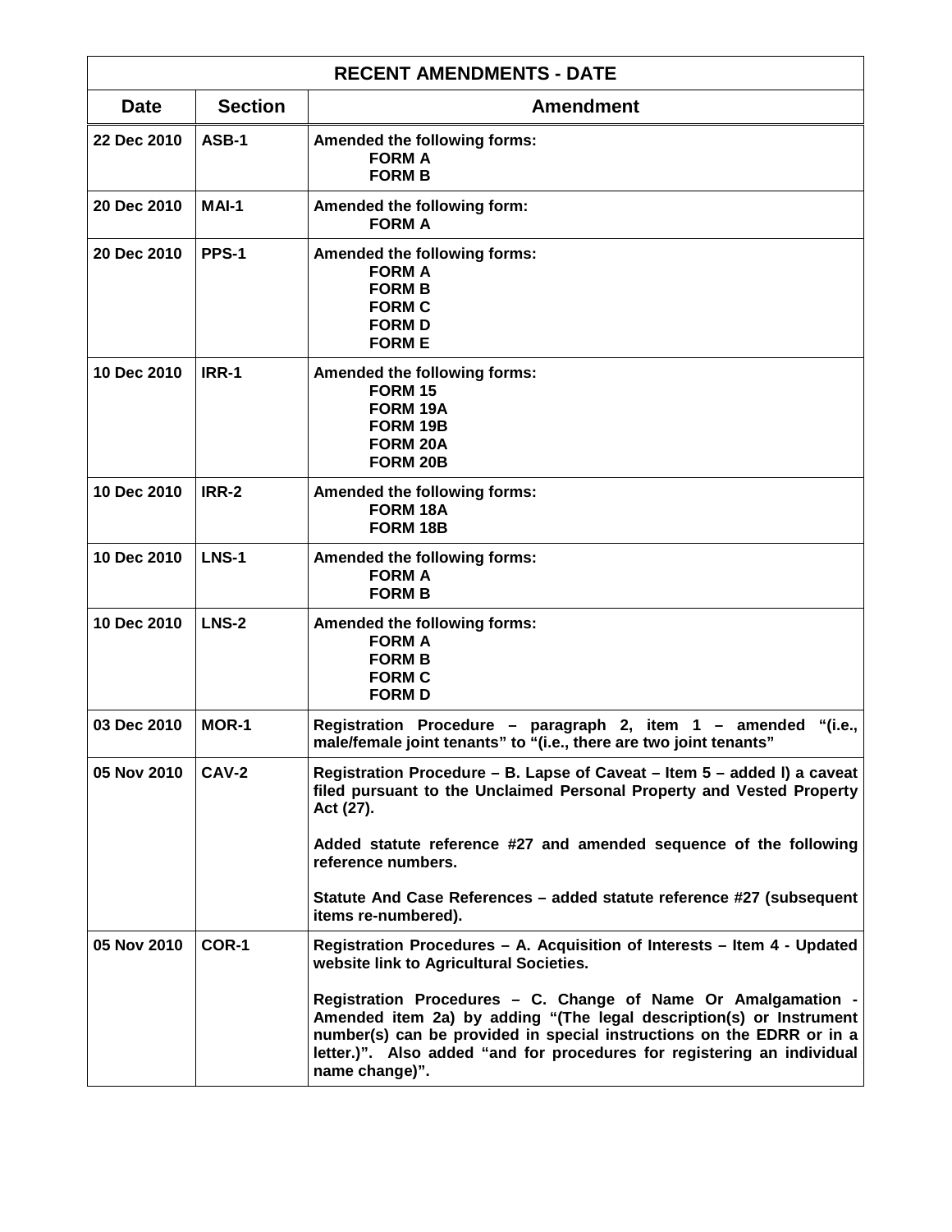| RECENT AMENDMENTS - DATE | | |
|---|---|---|
| **Date** | **Section** | **Amendment** |
| **22 Dec 2010** | **ASB-1** | **Amended the following forms:**<br>**FORM A**<br>**FORM B** |
| **20 Dec 2010** | **MAI-1** | **Amended the following form:**<br>**FORM A** |
| **20 Dec 2010** | **PPS-1** | **Amended the following forms:**<br>**FORM A**<br>**FORM B**<br>**FORM C**<br>**FORM D**<br>**FORM E** |
| **10 Dec 2010** | **IRR-1** | **Amended the following forms:**<br>**FORM 15**<br>**FORM 19A**<br>**FORM 19B**<br>**FORM 20A**<br>**FORM 20B** |
| **10 Dec 2010** | **IRR-2** | **Amended the following forms:**<br>**FORM 18A**<br>**FORM 18B** |
| **10 Dec 2010** | **LNS-1** | **Amended the following forms:**<br>**FORM A**<br>**FORM B** |
| **10 Dec 2010** | **LNS-2** | **Amended the following forms:**<br>**FORM A**<br>**FORM B**<br>**FORM C**<br>**FORM D** |
| **03 Dec 2010** | **MOR-1** | **Registration Procedure – paragraph 2, item 1 – amended "(i.e., male/female joint tenants" to "(i.e., there are two joint tenants"** |
| **05 Nov 2010** | **CAV-2** | **Registration Procedure – B. Lapse of Caveat – Item 5 – added l) a caveat filed pursuant to the Unclaimed Personal Property and Vested Property Act (27).**<br><br>**Added statute reference #27 and amended sequence of the following reference numbers.**<br><br>**Statute And Case References – added statute reference #27 (subsequent items re-numbered).** |
| **05 Nov 2010** | **COR-1** | **Registration Procedures – A. Acquisition of Interests – Item 4 - Updated website link to Agricultural Societies.**<br><br>**Registration Procedures – C. Change of Name Or Amalgamation - Amended item 2a) by adding "(The legal description(s) or Instrument number(s) can be provided in special instructions on the EDRR or in a letter.)". Also added "and for procedures for registering an individual name change)".** |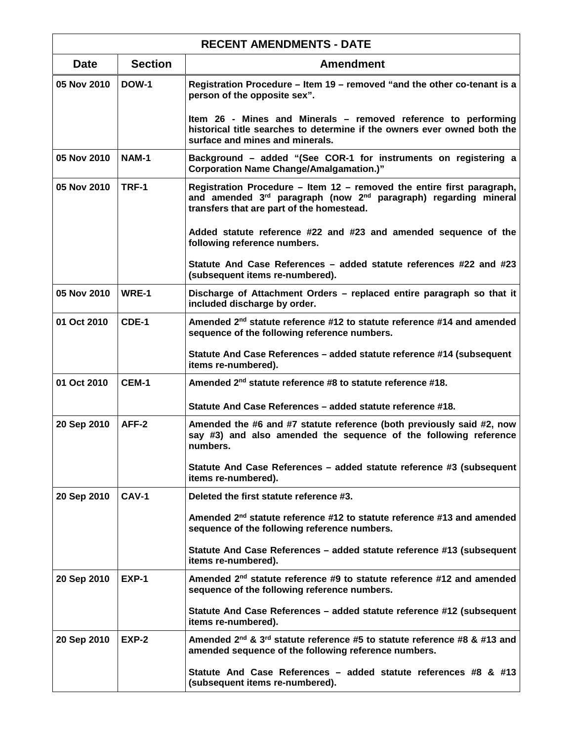| RECENT AMENDMENTS - DATE | | |
|---|---|---|
| **Date** | **Section** | **Amendment** |
| 05 Nov 2010 | DOW-1 | Registration Procedure – Item 19 – removed "and the other co-tenant is a person of the opposite sex".<br><br>Item 26 - Mines and Minerals – removed reference to performing historical title searches to determine if the owners ever owned both the surface and mines and minerals. |
| 05 Nov 2010 | NAM-1 | Background – added "(See COR-1 for instruments on registering a Corporation Name Change/Amalgamation.)" |
| 05 Nov 2010 | TRF-1 | Registration Procedure – Item 12 – removed the entire first paragraph, and amended 3rd paragraph (now 2nd paragraph) regarding mineral transfers that are part of the homestead.<br><br>Added statute reference #22 and #23 and amended sequence of the following reference numbers.<br><br>Statute And Case References – added statute references #22 and #23 (subsequent items re-numbered). |
| 05 Nov 2010 | WRE-1 | Discharge of Attachment Orders – replaced entire paragraph so that it included discharge by order. |
| 01 Oct 2010 | CDE-1 | Amended 2nd statute reference #12 to statute reference #14 and amended sequence of the following reference numbers.<br><br>Statute And Case References – added statute reference #14 (subsequent items re-numbered). |
| 01 Oct 2010 | CEM-1 | Amended 2nd statute reference #8 to statute reference #18.<br><br>Statute And Case References – added statute reference #18. |
| 20 Sep 2010 | AFF-2 | Amended the #6 and #7 statute reference (both previously said #2, now say #3) and also amended the sequence of the following reference numbers.<br><br>Statute And Case References – added statute reference #3 (subsequent items re-numbered). |
| 20 Sep 2010 | CAV-1 | Deleted the first statute reference #3.<br><br>Amended 2nd statute reference #12 to statute reference #13 and amended sequence of the following reference numbers.<br><br>Statute And Case References – added statute reference #13 (subsequent items re-numbered). |
| 20 Sep 2010 | EXP-1 | Amended 2nd statute reference #9 to statute reference #12 and amended sequence of the following reference numbers.<br><br>Statute And Case References – added statute reference #12 (subsequent items re-numbered). |
| 20 Sep 2010 | EXP-2 | Amended 2nd & 3rd statute reference #5 to statute reference #8 & #13 and amended sequence of the following reference numbers.<br><br>Statute And Case References – added statute references #8 & #13 (subsequent items re-numbered). |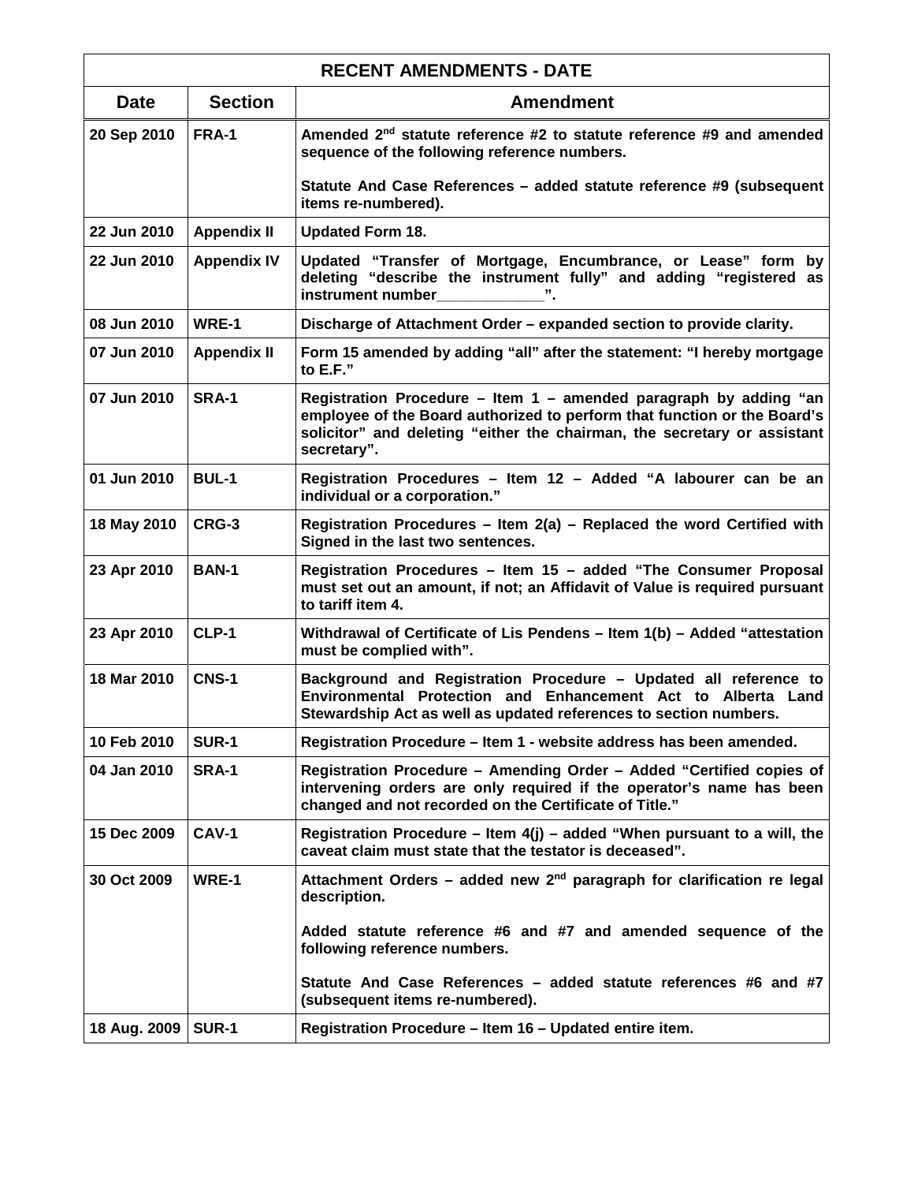| RECENT AMENDMENTS - DATE | | |
|---|---|---|
| **Date** | **Section** | **Amendment** |
| 20 Sep 2010 | FRA-1 | Amended 2nd statute reference #2 to statute reference #9 and amended sequence of the following reference numbers.<br><br>Statute And Case References – added statute reference #9 (subsequent items re-numbered). |
| 22 Jun 2010 | Appendix II | Updated Form 18. |
| 22 Jun 2010 | Appendix IV | Updated "Transfer of Mortgage, Encumbrance, or Lease" form by deleting "describe the instrument fully" and adding "registered as instrument number____________". |
| 08 Jun 2010 | WRE-1 | Discharge of Attachment Order – expanded section to provide clarity. |
| 07 Jun 2010 | Appendix II | Form 15 amended by adding "all" after the statement: "I hereby mortgage to E.F." |
| 07 Jun 2010 | SRA-1 | Registration Procedure – Item 1 – amended paragraph by adding "an employee of the Board authorized to perform that function or the Board's solicitor" and deleting "either the chairman, the secretary or assistant secretary". |
| 01 Jun 2010 | BUL-1 | Registration Procedures – Item 12 – Added "A labourer can be an individual or a corporation." |
| 18 May 2010 | CRG-3 | Registration Procedures – Item 2(a) – Replaced the word Certified with Signed in the last two sentences. |
| 23 Apr 2010 | BAN-1 | Registration Procedures – Item 15 – added "The Consumer Proposal must set out an amount, if not; an Affidavit of Value is required pursuant to tariff item 4. |
| 23 Apr 2010 | CLP-1 | Withdrawal of Certificate of Lis Pendens – Item 1(b) – Added "attestation must be complied with". |
| 18 Mar 2010 | CNS-1 | Background and Registration Procedure – Updated all reference to Environmental Protection and Enhancement Act to Alberta Land Stewardship Act as well as updated references to section numbers. |
| 10 Feb 2010 | SUR-1 | Registration Procedure – Item 1 - website address has been amended. |
| 04 Jan 2010 | SRA-1 | Registration Procedure – Amending Order – Added "Certified copies of intervening orders are only required if the operator's name has been changed and not recorded on the Certificate of Title." |
| 15 Dec 2009 | CAV-1 | Registration Procedure – Item 4(j) – added "When pursuant to a will, the caveat claim must state that the testator is deceased". |
| 30 Oct 2009 | WRE-1 | Attachment Orders – added new 2nd paragraph for clarification re legal description.<br><br>Added statute reference #6 and #7 and amended sequence of the following reference numbers.<br><br>Statute And Case References – added statute references #6 and #7 (subsequent items re-numbered). |
| 18 Aug. 2009 | SUR-1 | Registration Procedure – Item 16 – Updated entire item. |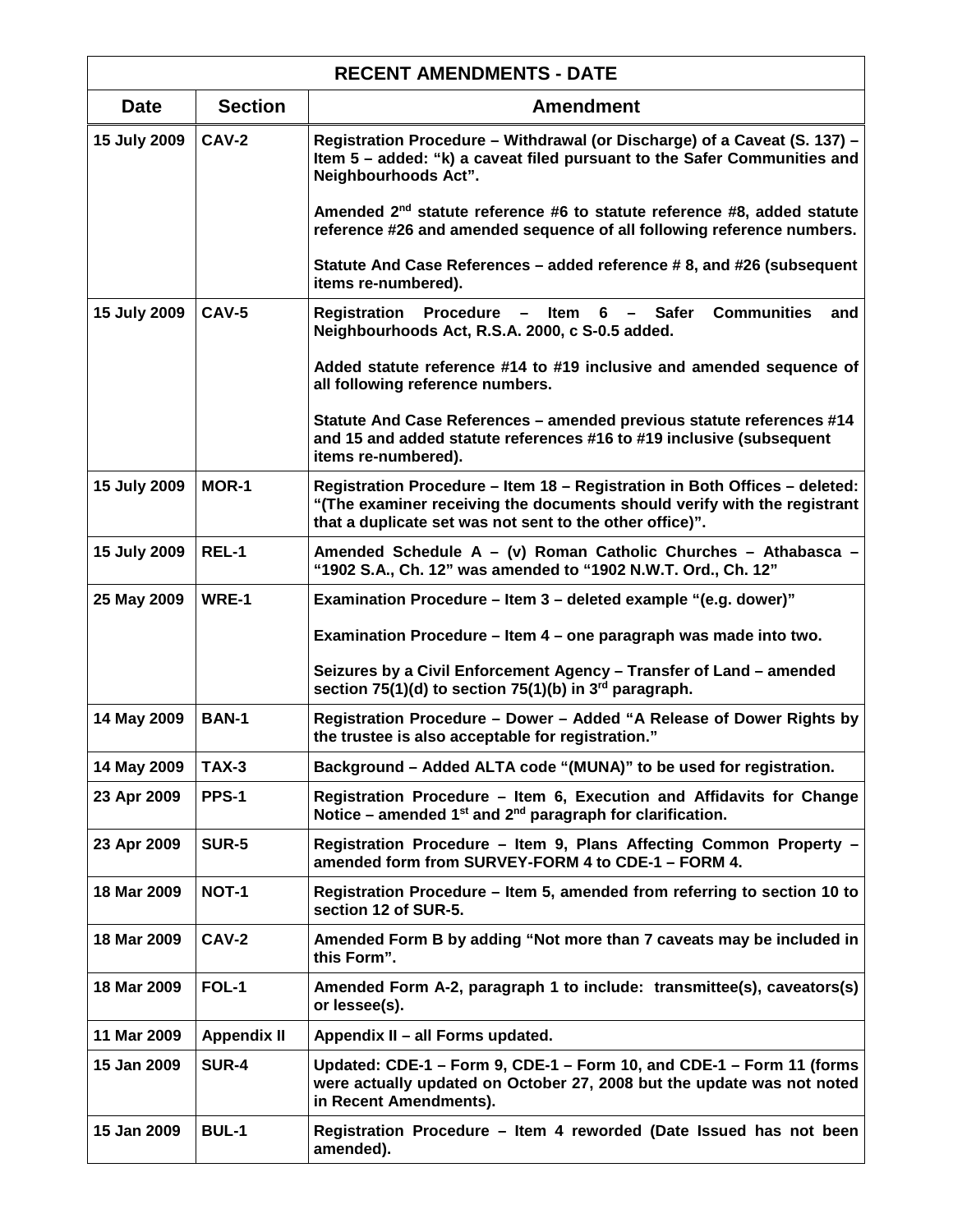| RECENT AMENDMENTS - DATE | | |
|---|---|---|
| **Date** | **Section** | **Amendment** |
| 15 July 2009 | CAV-2 | Registration Procedure – Withdrawal (or Discharge) of a Caveat (S. 137) – Item 5 – added: "k) a caveat filed pursuant to the Safer Communities and Neighbourhoods Act".<br><br>Amended 2nd statute reference #6 to statute reference #8, added statute reference #26 and amended sequence of all following reference numbers.<br><br>Statute And Case References – added reference # 8, and #26 (subsequent items re-numbered). |
| 15 July 2009 | CAV-5 | Registration Procedure – Item 6 – Safer Communities and Neighbourhoods Act, R.S.A. 2000, c S-0.5 added.<br><br>Added statute reference #14 to #19 inclusive and amended sequence of all following reference numbers.<br><br>Statute And Case References – amended previous statute references #14 and 15 and added statute references #16 to #19 inclusive (subsequent items re-numbered). |
| 15 July 2009 | MOR-1 | Registration Procedure – Item 18 – Registration in Both Offices – deleted: "(The examiner receiving the documents should verify with the registrant that a duplicate set was not sent to the other office)". |
| 15 July 2009 | REL-1 | Amended Schedule A – (v) Roman Catholic Churches – Athabasca – "1902 S.A., Ch. 12" was amended to "1902 N.W.T. Ord., Ch. 12" |
| 25 May 2009 | WRE-1 | Examination Procedure – Item 3 – deleted example "(e.g. dower)"<br><br>Examination Procedure – Item 4 – one paragraph was made into two.<br><br>Seizures by a Civil Enforcement Agency – Transfer of Land – amended section 75(1)(d) to section 75(1)(b) in 3rd paragraph. |
| 14 May 2009 | BAN-1 | Registration Procedure – Dower – Added "A Release of Dower Rights by the trustee is also acceptable for registration." |
| 14 May 2009 | TAX-3 | Background – Added ALTA code "(MUNA)" to be used for registration. |
| 23 Apr 2009 | PPS-1 | Registration Procedure – Item 6, Execution and Affidavits for Change Notice – amended 1st and 2nd paragraph for clarification. |
| 23 Apr 2009 | SUR-5 | Registration Procedure – Item 9, Plans Affecting Common Property – amended form from SURVEY-FORM 4 to CDE-1 – FORM 4. |
| 18 Mar 2009 | NOT-1 | Registration Procedure – Item 5, amended from referring to section 10 to section 12 of SUR-5. |
| 18 Mar 2009 | CAV-2 | Amended Form B by adding "Not more than 7 caveats may be included in this Form". |
| 18 Mar 2009 | FOL-1 | Amended Form A-2, paragraph 1 to include: transmittee(s), caveators(s) or lessee(s). |
| 11 Mar 2009 | Appendix II | Appendix II – all Forms updated. |
| 15 Jan 2009 | SUR-4 | Updated: CDE-1 – Form 9, CDE-1 – Form 10, and CDE-1 – Form 11 (forms were actually updated on October 27, 2008 but the update was not noted in Recent Amendments). |
| 15 Jan 2009 | BUL-1 | Registration Procedure – Item 4 reworded (Date Issued has not been amended). |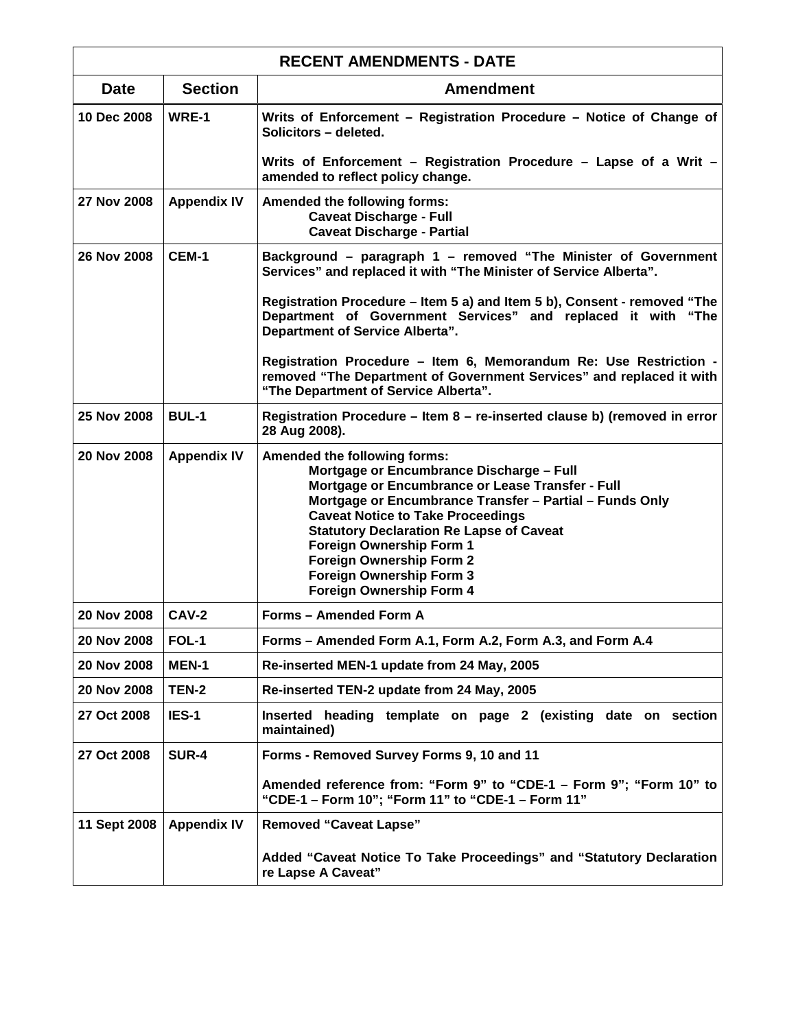| RECENT AMENDMENTS - DATE | | |
|---|---|---|
| **Date** | **Section** | **Amendment** |
| **10 Dec 2008** | **WRE-1** | **Writs of Enforcement – Registration Procedure – Notice of Change of Solicitors – deleted.**<br><br>**Writs of Enforcement – Registration Procedure – Lapse of a Writ – amended to reflect policy change.** |
| **27 Nov 2008** | **Appendix IV** | **Amended the following forms:**<br>**Caveat Discharge - Full**<br>**Caveat Discharge - Partial** |
| **26 Nov 2008** | **CEM-1** | **Background – paragraph 1 – removed "The Minister of Government Services" and replaced it with "The Minister of Service Alberta".**<br><br>**Registration Procedure – Item 5 a) and Item 5 b), Consent - removed "The Department of Government Services" and replaced it with "The Department of Service Alberta".**<br><br>**Registration Procedure – Item 6, Memorandum Re: Use Restriction - removed "The Department of Government Services" and replaced it with "The Department of Service Alberta".** |
| **25 Nov 2008** | **BUL-1** | **Registration Procedure – Item 8 – re-inserted clause b) (removed in error 28 Aug 2008).** |
| **20 Nov 2008** | **Appendix IV** | **Amended the following forms:**<br>**Mortgage or Encumbrance Discharge – Full**<br>**Mortgage or Encumbrance or Lease Transfer - Full**<br>**Mortgage or Encumbrance Transfer – Partial – Funds Only**<br>**Caveat Notice to Take Proceedings**<br>**Statutory Declaration Re Lapse of Caveat**<br>**Foreign Ownership Form 1**<br>**Foreign Ownership Form 2**<br>**Foreign Ownership Form 3**<br>**Foreign Ownership Form 4** |
| **20 Nov 2008** | **CAV-2** | **Forms – Amended Form A** |
| **20 Nov 2008** | **FOL-1** | **Forms – Amended Form A.1, Form A.2, Form A.3, and Form A.4** |
| **20 Nov 2008** | **MEN-1** | **Re-inserted MEN-1 update from 24 May, 2005** |
| **20 Nov 2008** | **TEN-2** | **Re-inserted TEN-2 update from 24 May, 2005** |
| **27 Oct 2008** | **IES-1** | **Inserted heading template on page 2 (existing date on section maintained)** |
| **27 Oct 2008** | **SUR-4** | **Forms - Removed Survey Forms 9, 10 and 11**<br><br>**Amended reference from: "Form 9" to "CDE-1 – Form 9"; "Form 10" to "CDE-1 – Form 10"; "Form 11" to "CDE-1 – Form 11"** |
| **11 Sept 2008** | **Appendix IV** | **Removed "Caveat Lapse"**<br><br>**Added "Caveat Notice To Take Proceedings" and "Statutory Declaration re Lapse A Caveat"** |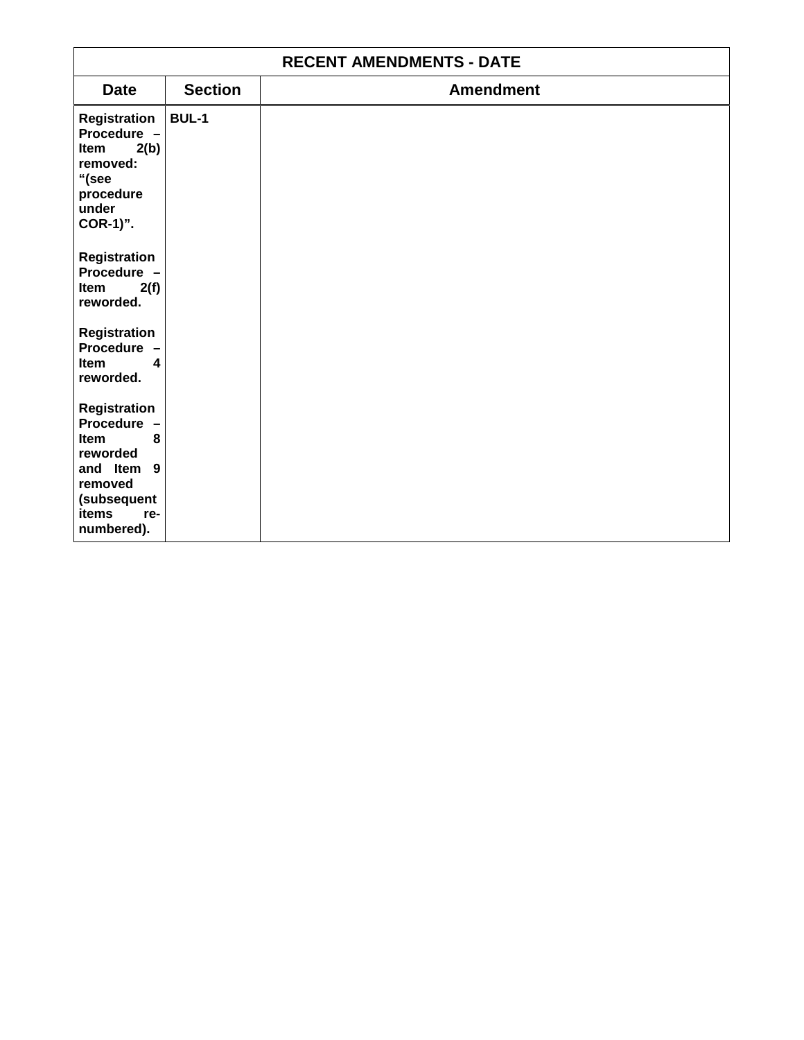| RECENT AMENDMENTS - DATE | | |
|---|---|---|
| **Date** | **Section** | **Amendment** |
| **Registration Procedure – Item 2(b) removed: "(see procedure under COR-1)".**<br><br>**Registration Procedure – Item 2(f) reworded.**<br><br>**Registration Procedure – Item 4 reworded.**<br><br>**Registration Procedure – Item 8 reworded and Item 9 removed (subsequent items re-numbered).** | **BUL-1** | |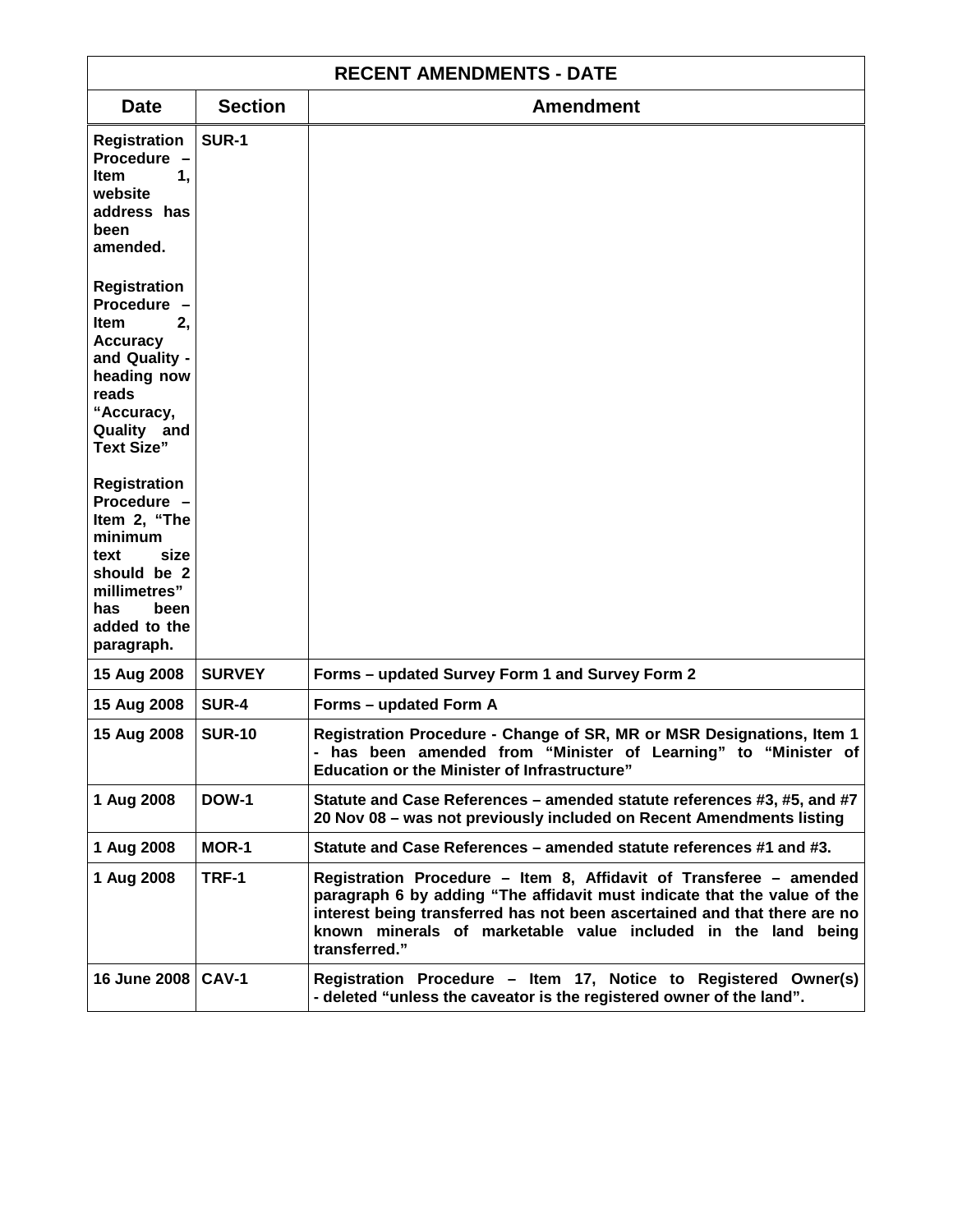| RECENT AMENDMENTS - DATE | | |
|---|---|---|
| **Date** | **Section** | **Amendment** |
| **Registration Procedure – Item 1, website address has been amended.**<br><br>**Registration Procedure – Item 2, Accuracy and Quality - heading now reads "Accuracy, Quality and Text Size"**<br><br>**Registration Procedure – Item 2, "The minimum text size should be 2 millimetres" has been added to the paragraph.** | **SUR-1** | |
| **15 Aug 2008** | **SURVEY** | **Forms – updated Survey Form 1 and Survey Form 2** |
| **15 Aug 2008** | **SUR-4** | **Forms – updated Form A** |
| **15 Aug 2008** | **SUR-10** | **Registration Procedure - Change of SR, MR or MSR Designations, Item 1 - has been amended from "Minister of Learning" to "Minister of Education or the Minister of Infrastructure"** |
| **1 Aug 2008** | **DOW-1** | **Statute and Case References – amended statute references #3, #5, and #7 20 Nov 08 – was not previously included on Recent Amendments listing** |
| **1 Aug 2008** | **MOR-1** | **Statute and Case References – amended statute references #1 and #3.** |
| **1 Aug 2008** | **TRF-1** | **Registration Procedure – Item 8, Affidavit of Transferee – amended paragraph 6 by adding "The affidavit must indicate that the value of the interest being transferred has not been ascertained and that there are no known minerals of marketable value included in the land being transferred."** |
| **16 June 2008** | **CAV-1** | **Registration Procedure – Item 17, Notice to Registered Owner(s) - deleted "unless the caveator is the registered owner of the land".** |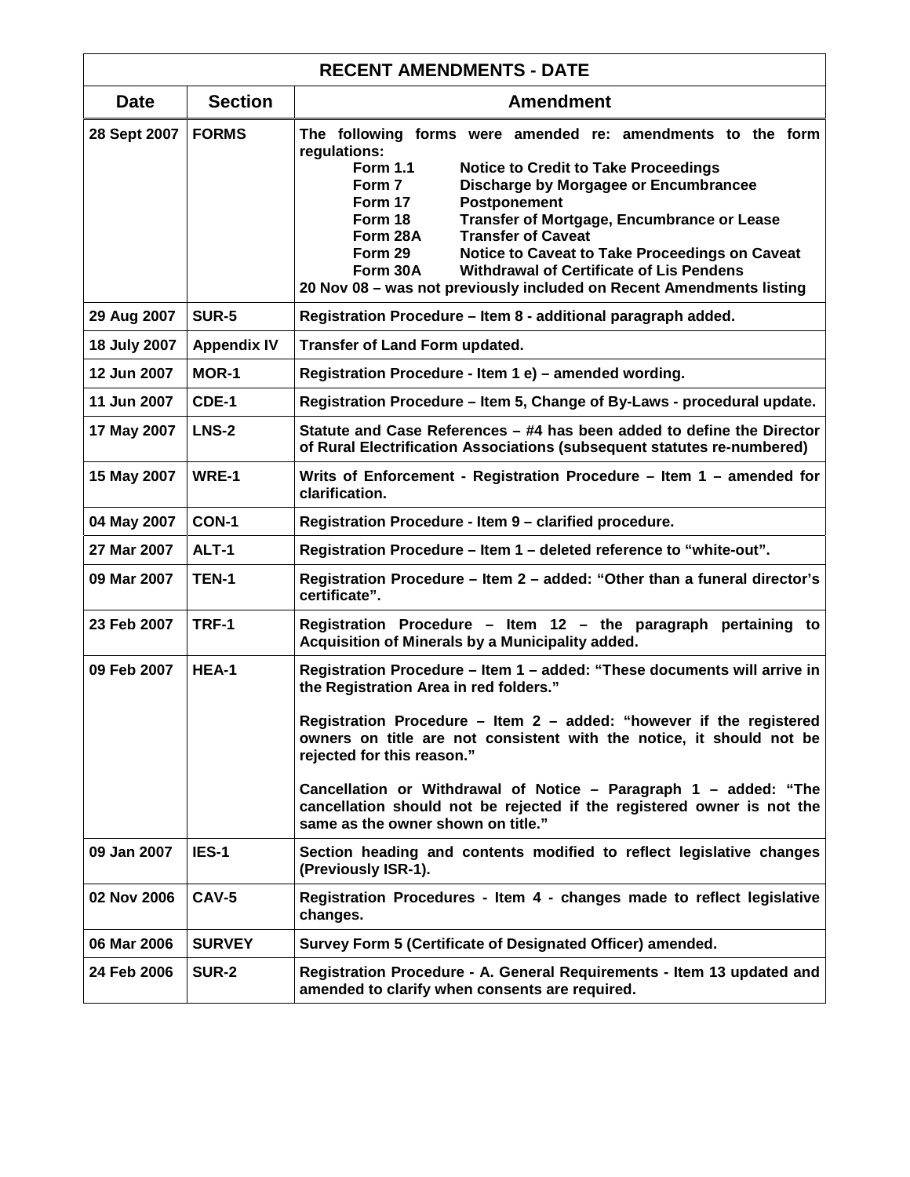| RECENT AMENDMENTS - DATE | | |
|---|---|---|
| **Date** | **Section** | **Amendment** |
| 28 Sept 2007 | FORMS | The following forms were amended re: amendments to the form regulations:<br>Form 1.1 Notice to Credit to Take Proceedings<br>Form 7 Discharge by Morgagee or Encumbrancee<br>Form 17 Postponement<br>Form 18 Transfer of Mortgage, Encumbrance or Lease<br>Form 28A Transfer of Caveat<br>Form 29 Notice to Caveat to Take Proceedings on Caveat<br>Form 30A Withdrawal of Certificate of Lis Pendens<br>20 Nov 08 – was not previously included on Recent Amendments listing |
| 29 Aug 2007 | SUR-5 | Registration Procedure – Item 8 - additional paragraph added. |
| 18 July 2007 | Appendix IV | Transfer of Land Form updated. |
| 12 Jun 2007 | MOR-1 | Registration Procedure - Item 1 e) – amended wording. |
| 11 Jun 2007 | CDE-1 | Registration Procedure – Item 5, Change of By-Laws - procedural update. |
| 17 May 2007 | LNS-2 | Statute and Case References – #4 has been added to define the Director of Rural Electrification Associations (subsequent statutes re-numbered) |
| 15 May 2007 | WRE-1 | Writs of Enforcement - Registration Procedure – Item 1 – amended for clarification. |
| 04 May 2007 | CON-1 | Registration Procedure - Item 9 – clarified procedure. |
| 27 Mar 2007 | ALT-1 | Registration Procedure – Item 1 – deleted reference to "white-out". |
| 09 Mar 2007 | TEN-1 | Registration Procedure – Item 2 – added: "Other than a funeral director's certificate". |
| 23 Feb 2007 | TRF-1 | Registration Procedure – Item 12 – the paragraph pertaining to Acquisition of Minerals by a Municipality added. |
| 09 Feb 2007 | HEA-1 | Registration Procedure – Item 1 – added: "These documents will arrive in the Registration Area in red folders."<br><br>Registration Procedure – Item 2 – added: "however if the registered owners on title are not consistent with the notice, it should not be rejected for this reason."<br><br>Cancellation or Withdrawal of Notice – Paragraph 1 – added: "The cancellation should not be rejected if the registered owner is not the same as the owner shown on title." |
| 09 Jan 2007 | IES-1 | Section heading and contents modified to reflect legislative changes (Previously ISR-1). |
| 02 Nov 2006 | CAV-5 | Registration Procedures - Item 4 - changes made to reflect legislative changes. |
| 06 Mar 2006 | SURVEY | Survey Form 5 (Certificate of Designated Officer) amended. |
| 24 Feb 2006 | SUR-2 | Registration Procedure - A. General Requirements - Item 13 updated and amended to clarify when consents are required. |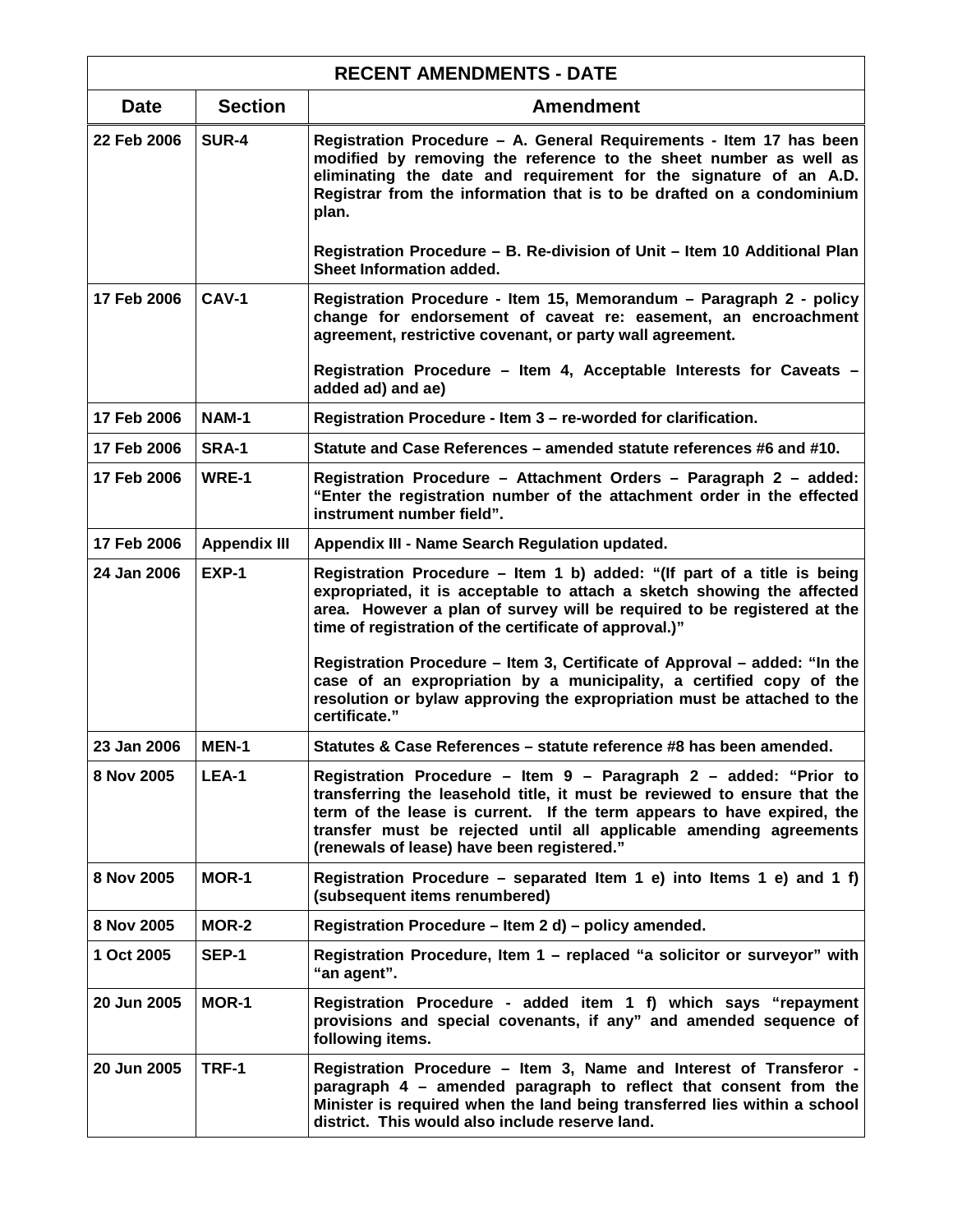| RECENT AMENDMENTS - DATE | | |
|---|---|---|
| **Date** | **Section** | **Amendment** |
| 22 Feb 2006 | SUR-4 | Registration Procedure – A. General Requirements - Item 17 has been modified by removing the reference to the sheet number as well as eliminating the date and requirement for the signature of an A.D. Registrar from the information that is to be drafted on a condominium plan.<br><br>Registration Procedure – B. Re-division of Unit – Item 10 Additional Plan Sheet Information added. |
| 17 Feb 2006 | CAV-1 | Registration Procedure - Item 15, Memorandum – Paragraph 2 - policy change for endorsement of caveat re: easement, an encroachment agreement, restrictive covenant, or party wall agreement.<br><br>Registration Procedure – Item 4, Acceptable Interests for Caveats – added ad) and ae) |
| 17 Feb 2006 | NAM-1 | Registration Procedure - Item 3 – re-worded for clarification. |
| 17 Feb 2006 | SRA-1 | Statute and Case References – amended statute references #6 and #10. |
| 17 Feb 2006 | WRE-1 | Registration Procedure – Attachment Orders – Paragraph 2 – added: "Enter the registration number of the attachment order in the effected instrument number field". |
| 17 Feb 2006 | Appendix III | Appendix III - Name Search Regulation updated. |
| 24 Jan 2006 | EXP-1 | Registration Procedure – Item 1 b) added: "(If part of a title is being expropriated, it is acceptable to attach a sketch showing the affected area. However a plan of survey will be required to be registered at the time of registration of the certificate of approval.)"<br><br>Registration Procedure – Item 3, Certificate of Approval – added: "In the case of an expropriation by a municipality, a certified copy of the resolution or bylaw approving the expropriation must be attached to the certificate." |
| 23 Jan 2006 | MEN-1 | Statutes & Case References – statute reference #8 has been amended. |
| 8 Nov 2005 | LEA-1 | Registration Procedure – Item 9 – Paragraph 2 – added: "Prior to transferring the leasehold title, it must be reviewed to ensure that the term of the lease is current. If the term appears to have expired, the transfer must be rejected until all applicable amending agreements (renewals of lease) have been registered." |
| 8 Nov 2005 | MOR-1 | Registration Procedure – separated Item 1 e) into Items 1 e) and 1 f) (subsequent items renumbered) |
| 8 Nov 2005 | MOR-2 | Registration Procedure – Item 2 d) – policy amended. |
| 1 Oct 2005 | SEP-1 | Registration Procedure, Item 1 – replaced "a solicitor or surveyor" with "an agent". |
| 20 Jun 2005 | MOR-1 | Registration Procedure - added item 1 f) which says "repayment provisions and special covenants, if any" and amended sequence of following items. |
| 20 Jun 2005 | TRF-1 | Registration Procedure – Item 3, Name and Interest of Transferor - paragraph 4 – amended paragraph to reflect that consent from the Minister is required when the land being transferred lies within a school district. This would also include reserve land. |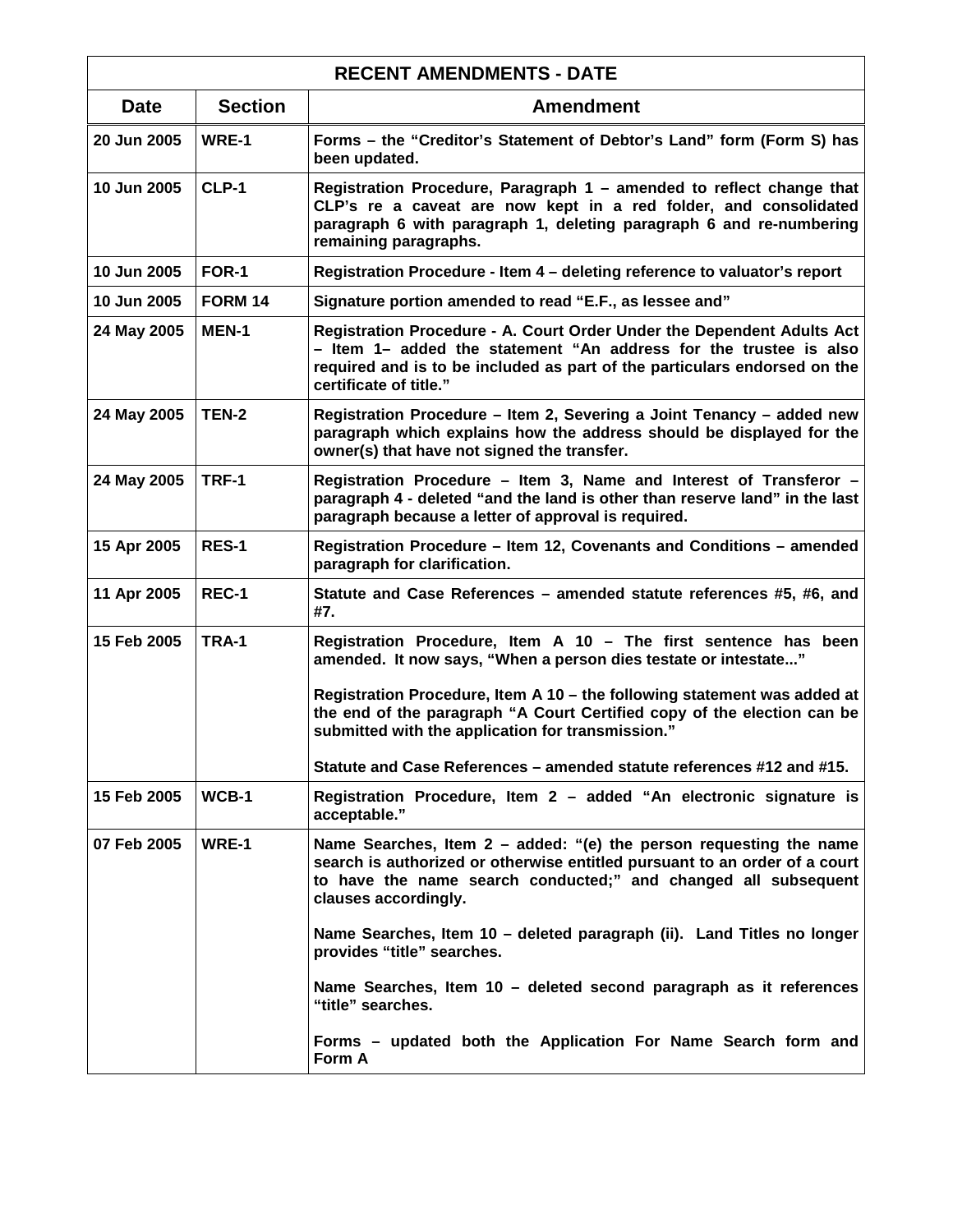| RECENT AMENDMENTS - DATE | | |
|---|---|---|
| **Date** | **Section** | **Amendment** |
| 20 Jun 2005 | WRE-1 | Forms – the "Creditor's Statement of Debtor's Land" form (Form S) has been updated. |
| 10 Jun 2005 | CLP-1 | Registration Procedure, Paragraph 1 – amended to reflect change that CLP's re a caveat are now kept in a red folder, and consolidated paragraph 6 with paragraph 1, deleting paragraph 6 and re-numbering remaining paragraphs. |
| 10 Jun 2005 | FOR-1 | Registration Procedure - Item 4 – deleting reference to valuator's report |
| 10 Jun 2005 | FORM 14 | Signature portion amended to read "E.F., as lessee and" |
| 24 May 2005 | MEN-1 | Registration Procedure - A. Court Order Under the Dependent Adults Act – Item 1– added the statement "An address for the trustee is also required and is to be included as part of the particulars endorsed on the certificate of title." |
| 24 May 2005 | TEN-2 | Registration Procedure – Item 2, Severing a Joint Tenancy – added new paragraph which explains how the address should be displayed for the owner(s) that have not signed the transfer. |
| 24 May 2005 | TRF-1 | Registration Procedure – Item 3, Name and Interest of Transferor – paragraph 4 - deleted "and the land is other than reserve land" in the last paragraph because a letter of approval is required. |
| 15 Apr 2005 | RES-1 | Registration Procedure – Item 12, Covenants and Conditions – amended paragraph for clarification. |
| 11 Apr 2005 | REC-1 | Statute and Case References – amended statute references #5, #6, and #7. |
| 15 Feb 2005 | TRA-1 | Registration Procedure, Item A 10 – The first sentence has been amended. It now says, "When a person dies testate or intestate..."<br><br>Registration Procedure, Item A 10 – the following statement was added at the end of the paragraph "A Court Certified copy of the election can be submitted with the application for transmission."<br><br>Statute and Case References – amended statute references #12 and #15. |
| 15 Feb 2005 | WCB-1 | Registration Procedure, Item 2 – added "An electronic signature is acceptable." |
| 07 Feb 2005 | WRE-1 | Name Searches, Item 2 – added: "(e) the person requesting the name search is authorized or otherwise entitled pursuant to an order of a court to have the name search conducted;" and changed all subsequent clauses accordingly.<br><br>Name Searches, Item 10 – deleted paragraph (ii). Land Titles no longer provides "title" searches.<br><br>Name Searches, Item 10 – deleted second paragraph as it references "title" searches.<br><br>Forms – updated both the Application For Name Search form and Form A |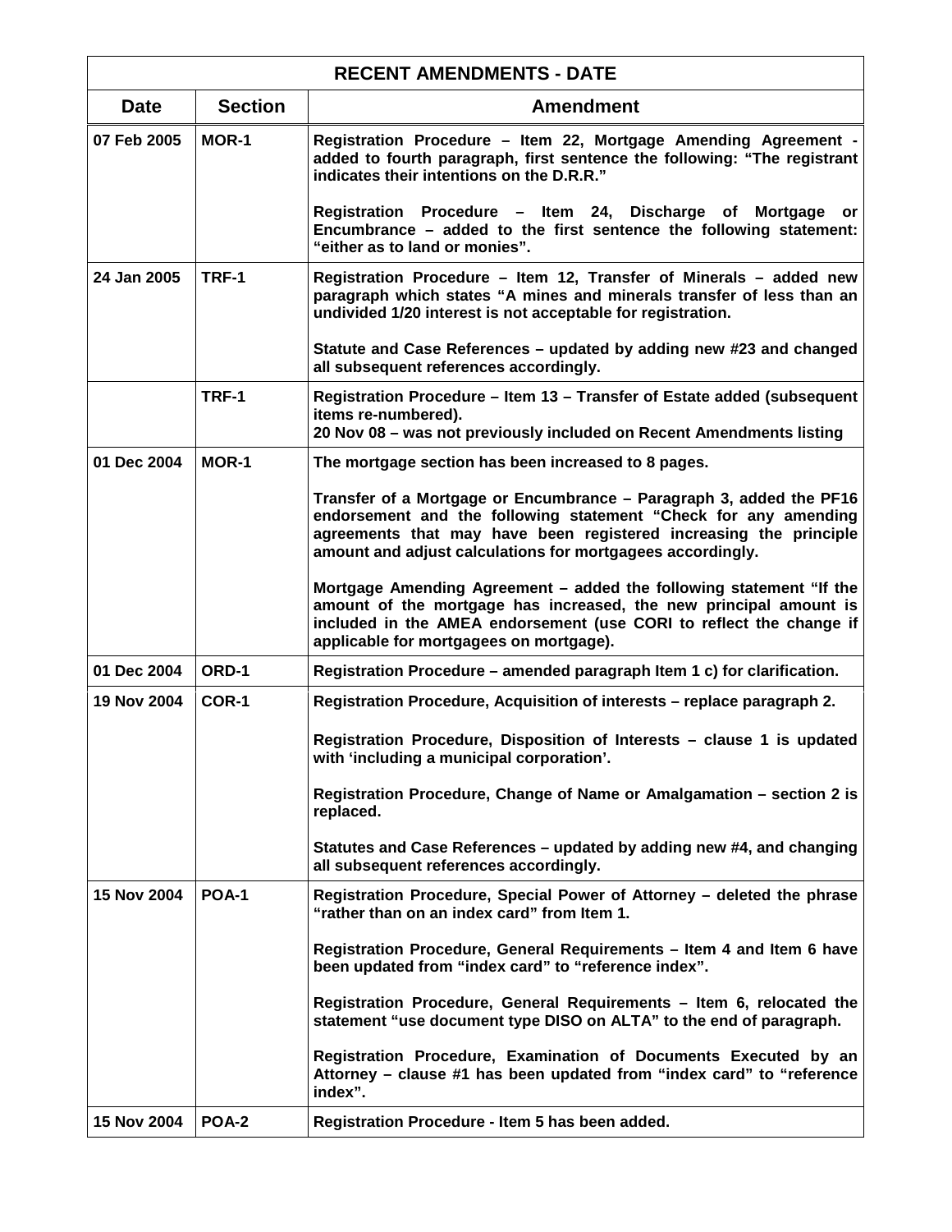| RECENT AMENDMENTS - DATE | | |
|---|---|---|
| **Date** | **Section** | **Amendment** |
| 07 Feb 2005 | MOR-1 | Registration Procedure – Item 22, Mortgage Amending Agreement - added to fourth paragraph, first sentence the following: "The registrant indicates their intentions on the D.R.R."<br><br>Registration Procedure – Item 24, Discharge of Mortgage or Encumbrance – added to the first sentence the following statement: "either as to land or monies". |
| 24 Jan 2005 | TRF-1 | Registration Procedure – Item 12, Transfer of Minerals – added new paragraph which states "A mines and minerals transfer of less than an undivided 1/20 interest is not acceptable for registration.<br><br>Statute and Case References – updated by adding new #23 and changed all subsequent references accordingly. |
| | TRF-1 | Registration Procedure – Item 13 – Transfer of Estate added (subsequent items re-numbered).<br>20 Nov 08 – was not previously included on Recent Amendments listing |
| 01 Dec 2004 | MOR-1 | The mortgage section has been increased to 8 pages.<br><br>Transfer of a Mortgage or Encumbrance – Paragraph 3, added the PF16 endorsement and the following statement "Check for any amending agreements that may have been registered increasing the principle amount and adjust calculations for mortgagees accordingly.<br><br>Mortgage Amending Agreement – added the following statement "If the amount of the mortgage has increased, the new principal amount is included in the AMEA endorsement (use CORI to reflect the change if applicable for mortgagees on mortgage). |
| 01 Dec 2004 | ORD-1 | Registration Procedure – amended paragraph Item 1 c) for clarification. |
| 19 Nov 2004 | COR-1 | Registration Procedure, Acquisition of interests – replace paragraph 2.<br><br>Registration Procedure, Disposition of Interests – clause 1 is updated with 'including a municipal corporation'.<br><br>Registration Procedure, Change of Name or Amalgamation – section 2 is replaced.<br><br>Statutes and Case References – updated by adding new #4, and changing all subsequent references accordingly. |
| 15 Nov 2004 | POA-1 | Registration Procedure, Special Power of Attorney – deleted the phrase "rather than on an index card" from Item 1.<br><br>Registration Procedure, General Requirements – Item 4 and Item 6 have been updated from "index card" to "reference index".<br><br>Registration Procedure, General Requirements – Item 6, relocated the statement "use document type DISO on ALTA" to the end of paragraph.<br><br>Registration Procedure, Examination of Documents Executed by an Attorney – clause #1 has been updated from "index card" to "reference index". |
| 15 Nov 2004 | POA-2 | Registration Procedure - Item 5 has been added. |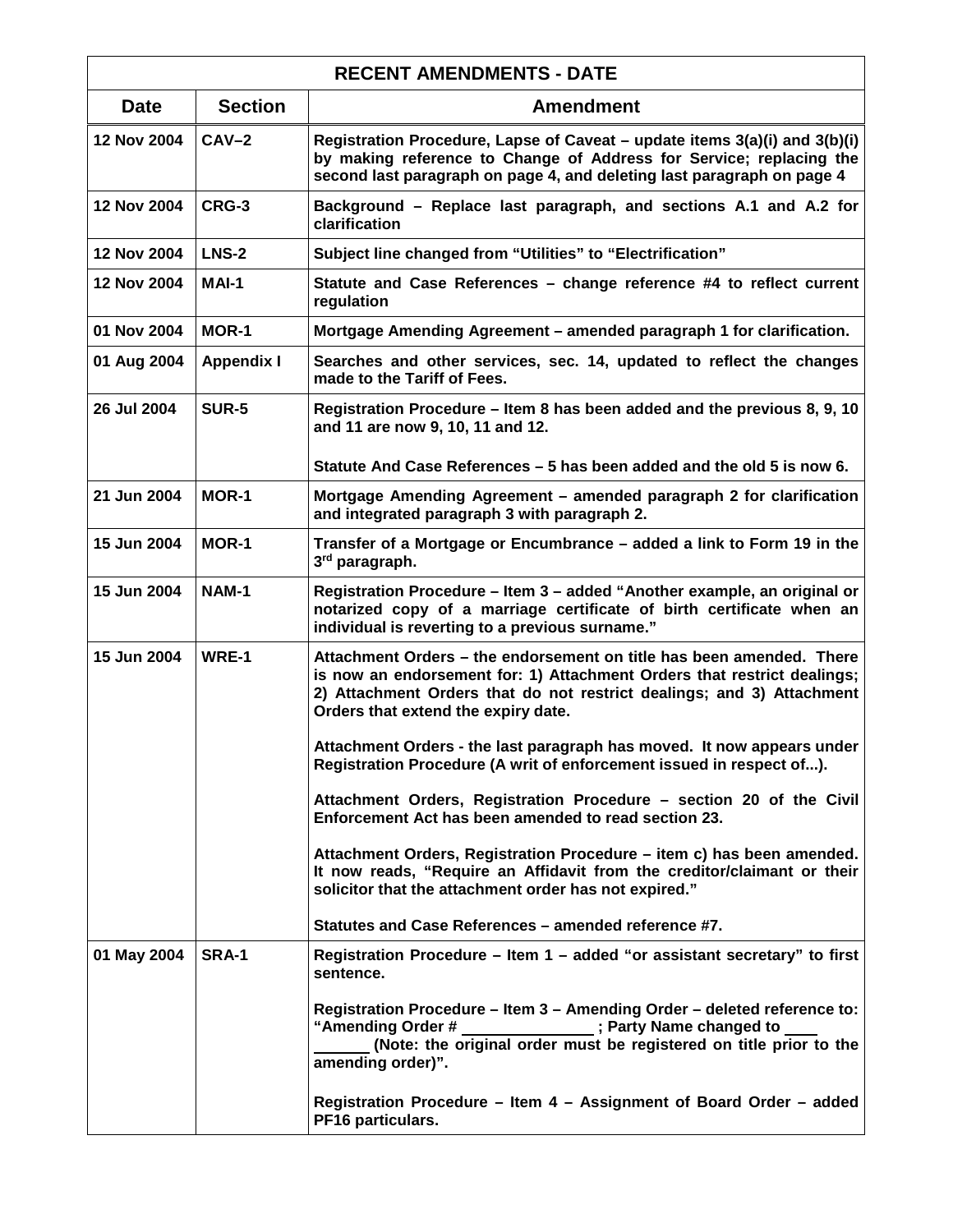| RECENT AMENDMENTS - DATE | | |
|---|---|---|
| **Date** | **Section** | **Amendment** |
| 12 Nov 2004 | CAV–2 | Registration Procedure, Lapse of Caveat – update items 3(a)(i) and 3(b)(i) by making reference to Change of Address for Service; replacing the second last paragraph on page 4, and deleting last paragraph on page 4 |
| 12 Nov 2004 | CRG-3 | Background – Replace last paragraph, and sections A.1 and A.2 for clarification |
| 12 Nov 2004 | LNS-2 | Subject line changed from “Utilities” to “Electrification” |
| 12 Nov 2004 | MAI-1 | Statute and Case References – change reference #4 to reflect current regulation |
| 01 Nov 2004 | MOR-1 | Mortgage Amending Agreement – amended paragraph 1 for clarification. |
| 01 Aug 2004 | Appendix I | Searches and other services, sec. 14, updated to reflect the changes made to the Tariff of Fees. |
| 26 Jul 2004 | SUR-5 | Registration Procedure – Item 8 has been added and the previous 8, 9, 10 and 11 are now 9, 10, 11 and 12.<br><br>Statute And Case References – 5 has been added and the old 5 is now 6. |
| 21 Jun 2004 | MOR-1 | Mortgage Amending Agreement – amended paragraph 2 for clarification and integrated paragraph 3 with paragraph 2. |
| 15 Jun 2004 | MOR-1 | Transfer of a Mortgage or Encumbrance – added a link to Form 19 in the 3rd paragraph. |
| 15 Jun 2004 | NAM-1 | Registration Procedure – Item 3 – added “Another example, an original or notarized copy of a marriage certificate of birth certificate when an individual is reverting to a previous surname.” |
| 15 Jun 2004 | WRE-1 | Attachment Orders – the endorsement on title has been amended. There is now an endorsement for: 1) Attachment Orders that restrict dealings; 2) Attachment Orders that do not restrict dealings; and 3) Attachment Orders that extend the expiry date.<br><br>Attachment Orders - the last paragraph has moved. It now appears under Registration Procedure (A writ of enforcement issued in respect of...).<br><br>Attachment Orders, Registration Procedure – section 20 of the Civil Enforcement Act has been amended to read section 23.<br><br>Attachment Orders, Registration Procedure – item c) has been amended. It now reads, “Require an Affidavit from the creditor/claimant or their solicitor that the attachment order has not expired.”<br><br>Statutes and Case References – amended reference #7. |
| 01 May 2004 | SRA-1 | Registration Procedure – Item 1 – added “or assistant secretary” to first sentence.<br><br>Registration Procedure – Item 3 – Amending Order – deleted reference to: “Amending Order # ______________ ; Party Name changed to ___ ______ (Note: the original order must be registered on title prior to the amending order)”.<br><br>Registration Procedure – Item 4 – Assignment of Board Order – added PF16 particulars. |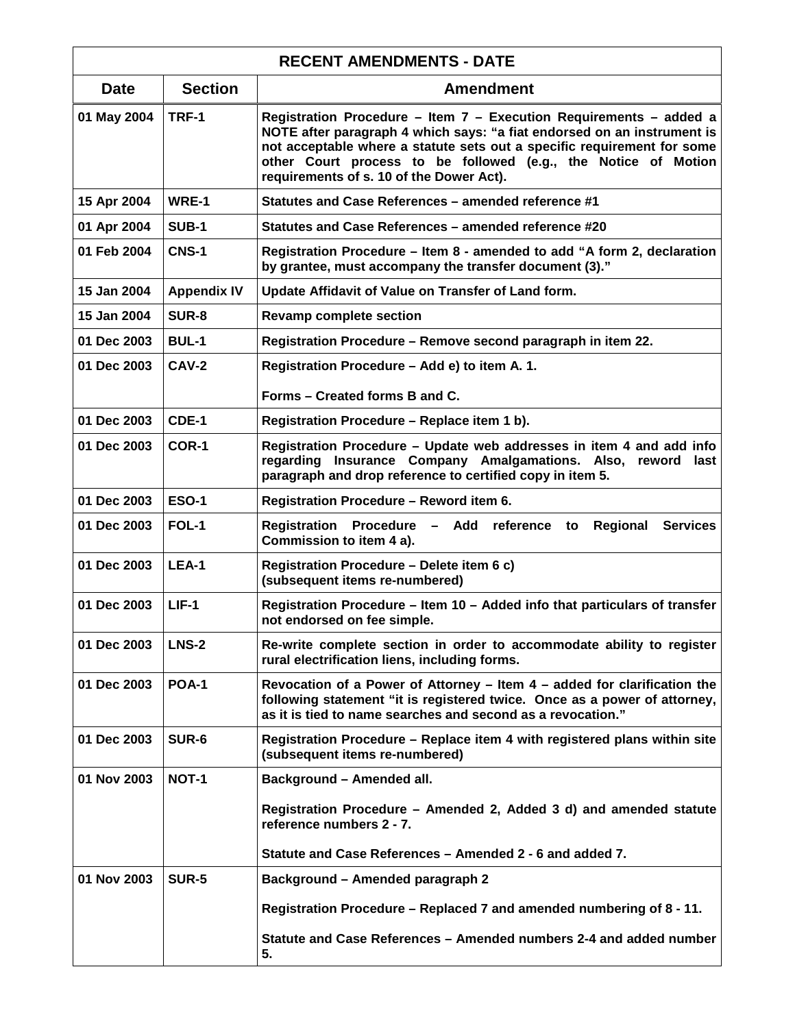| RECENT AMENDMENTS - DATE | | |
|---|---|---|
| **Date** | **Section** | **Amendment** |
| 01 May 2004 | TRF-1 | Registration Procedure – Item 7 – Execution Requirements – added a NOTE after paragraph 4 which says: "a fiat endorsed on an instrument is not acceptable where a statute sets out a specific requirement for some other Court process to be followed (e.g., the Notice of Motion requirements of s. 10 of the Dower Act). |
| 15 Apr 2004 | WRE-1 | Statutes and Case References – amended reference #1 |
| 01 Apr 2004 | SUB-1 | Statutes and Case References – amended reference #20 |
| 01 Feb 2004 | CNS-1 | Registration Procedure – Item 8 - amended to add "A form 2, declaration by grantee, must accompany the transfer document (3)." |
| 15 Jan 2004 | Appendix IV | Update Affidavit of Value on Transfer of Land form. |
| 15 Jan 2004 | SUR-8 | Revamp complete section |
| 01 Dec 2003 | BUL-1 | Registration Procedure – Remove second paragraph in item 22. |
| 01 Dec 2003 | CAV-2 | Registration Procedure – Add e) to item A. 1.<br><br>Forms – Created forms B and C. |
| 01 Dec 2003 | CDE-1 | Registration Procedure – Replace item 1 b). |
| 01 Dec 2003 | COR-1 | Registration Procedure – Update web addresses in item 4 and add info regarding Insurance Company Amalgamations. Also, reword last paragraph and drop reference to certified copy in item 5. |
| 01 Dec 2003 | ESO-1 | Registration Procedure – Reword item 6. |
| 01 Dec 2003 | FOL-1 | Registration Procedure – Add reference to Regional Services Commission to item 4 a). |
| 01 Dec 2003 | LEA-1 | Registration Procedure – Delete item 6 c)<br>(subsequent items re-numbered) |
| 01 Dec 2003 | LIF-1 | Registration Procedure – Item 10 – Added info that particulars of transfer not endorsed on fee simple. |
| 01 Dec 2003 | LNS-2 | Re-write complete section in order to accommodate ability to register rural electrification liens, including forms. |
| 01 Dec 2003 | POA-1 | Revocation of a Power of Attorney – Item 4 – added for clarification the following statement "it is registered twice. Once as a power of attorney, as it is tied to name searches and second as a revocation." |
| 01 Dec 2003 | SUR-6 | Registration Procedure – Replace item 4 with registered plans within site (subsequent items re-numbered) |
| 01 Nov 2003 | NOT-1 | Background – Amended all.<br><br>Registration Procedure – Amended 2, Added 3 d) and amended statute reference numbers 2 - 7.<br><br>Statute and Case References – Amended 2 - 6 and added 7. |
| 01 Nov 2003 | SUR-5 | Background – Amended paragraph 2<br><br>Registration Procedure – Replaced 7 and amended numbering of 8 - 11.<br><br>Statute and Case References – Amended numbers 2-4 and added number 5. |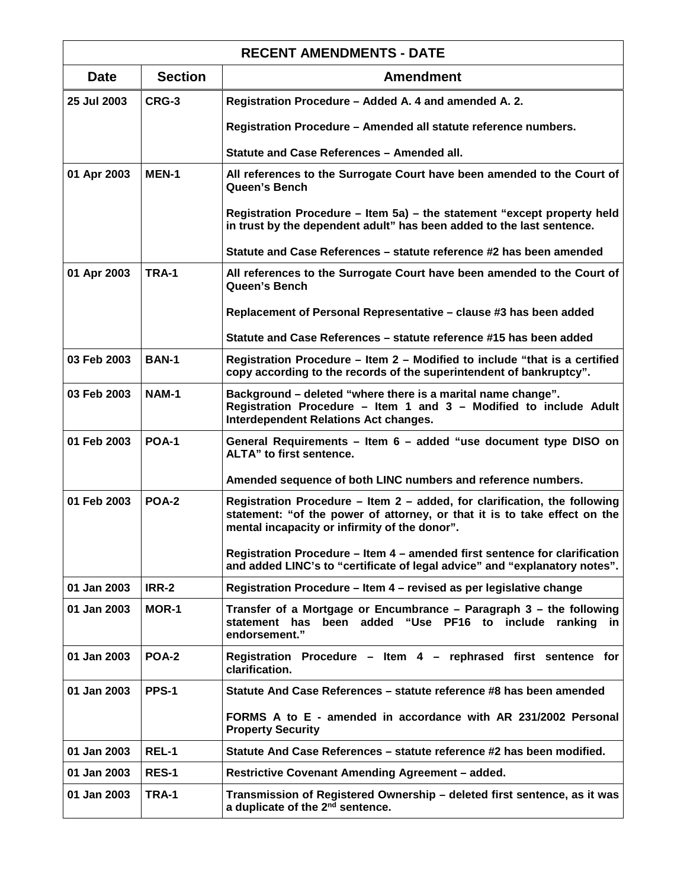| RECENT AMENDMENTS - DATE | | |
|---|---|---|
| **Date** | **Section** | **Amendment** |
| 25 Jul 2003 | CRG-3 | Registration Procedure – Added A. 4 and amended A. 2.<br><br>Registration Procedure – Amended all statute reference numbers.<br><br>Statute and Case References – Amended all. |
| 01 Apr 2003 | MEN-1 | All references to the Surrogate Court have been amended to the Court of Queen's Bench<br><br>Registration Procedure – Item 5a) – the statement "except property held in trust by the dependent adult" has been added to the last sentence.<br><br>Statute and Case References – statute reference #2 has been amended |
| 01 Apr 2003 | TRA-1 | All references to the Surrogate Court have been amended to the Court of Queen's Bench<br><br>Replacement of Personal Representative – clause #3 has been added<br><br>Statute and Case References – statute reference #15 has been added |
| 03 Feb 2003 | BAN-1 | Registration Procedure – Item 2 – Modified to include "that is a certified copy according to the records of the superintendent of bankruptcy". |
| 03 Feb 2003 | NAM-1 | Background – deleted "where there is a marital name change".<br>Registration Procedure – Item 1 and 3 – Modified to include Adult Interdependent Relations Act changes. |
| 01 Feb 2003 | POA-1 | General Requirements – Item 6 – added "use document type DISO on ALTA" to first sentence.<br><br>Amended sequence of both LINC numbers and reference numbers. |
| 01 Feb 2003 | POA-2 | Registration Procedure – Item 2 – added, for clarification, the following statement: "of the power of attorney, or that it is to take effect on the mental incapacity or infirmity of the donor".<br><br>Registration Procedure – Item 4 – amended first sentence for clarification and added LINC's to "certificate of legal advice" and "explanatory notes". |
| 01 Jan 2003 | IRR-2 | Registration Procedure – Item 4 – revised as per legislative change |
| 01 Jan 2003 | MOR-1 | Transfer of a Mortgage or Encumbrance – Paragraph 3 – the following statement has been added "Use PF16 to include ranking in endorsement." |
| 01 Jan 2003 | POA-2 | Registration Procedure – Item 4 – rephrased first sentence for clarification. |
| 01 Jan 2003 | PPS-1 | Statute And Case References – statute reference #8 has been amended<br><br>FORMS A to E - amended in accordance with AR 231/2002 Personal Property Security |
| 01 Jan 2003 | REL-1 | Statute And Case References – statute reference #2 has been modified. |
| 01 Jan 2003 | RES-1 | Restrictive Covenant Amending Agreement – added. |
| 01 Jan 2003 | TRA-1 | Transmission of Registered Ownership – deleted first sentence, as it was a duplicate of the 2nd sentence. |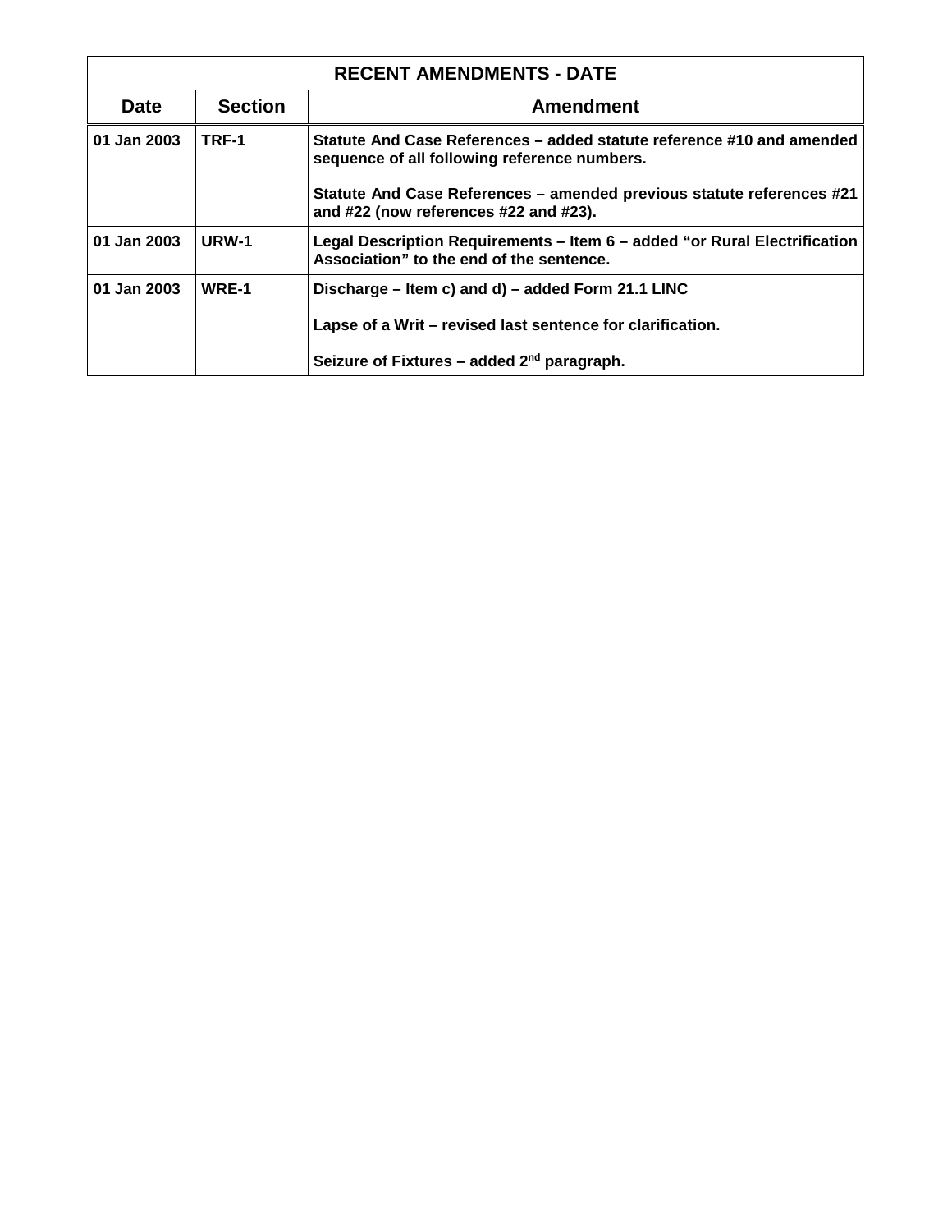| RECENT AMENDMENTS - DATE | | |
|---|---|---|
| **Date** | **Section** | **Amendment** |
| **01 Jan 2003** | **TRF-1** | **Statute And Case References – added statute reference #10 and amended sequence of all following reference numbers.**<br><br>**Statute And Case References – amended previous statute references #21 and #22 (now references #22 and #23).** |
| **01 Jan 2003** | **URW-1** | **Legal Description Requirements – Item 6 – added “or Rural Electrification Association” to the end of the sentence.** |
| **01 Jan 2003** | **WRE-1** | **Discharge – Item c) and d) – added Form 21.1 LINC**<br><br>**Lapse of a Writ – revised last sentence for clarification.**<br><br>**Seizure of Fixtures – added 2nd paragraph.** |